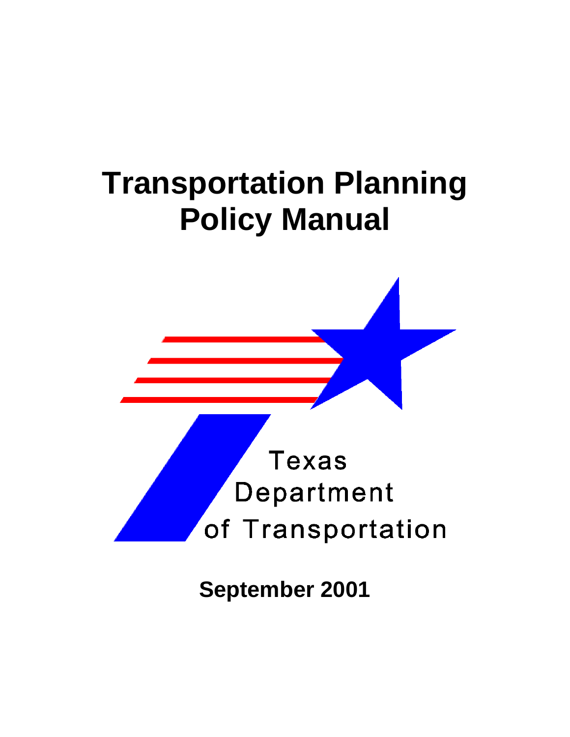# Transportation Planning Policy Manual

Texas Department of Transportation

**September 2001**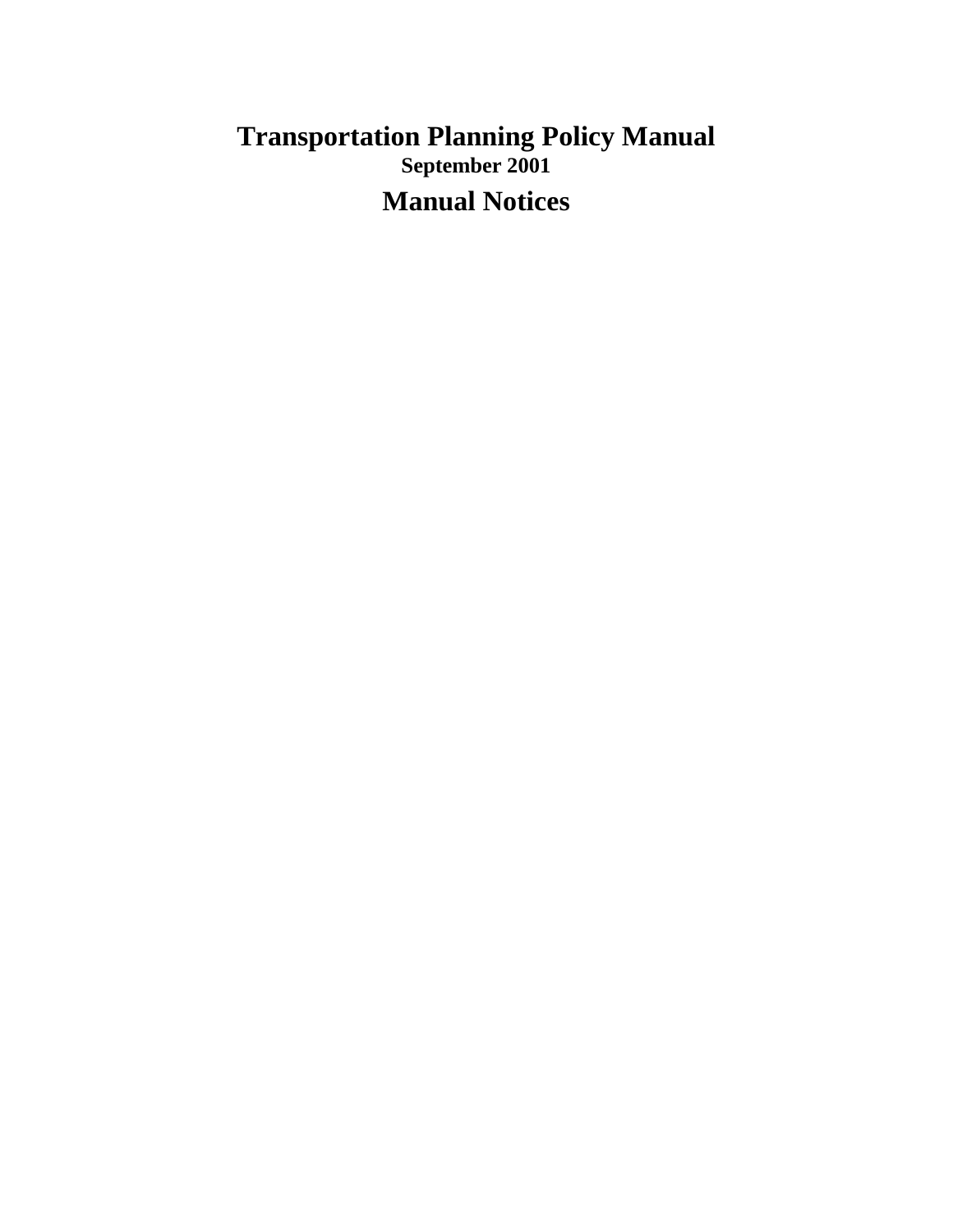# Transportation Planning Policy Manual

**September 2001**

## Manual Notices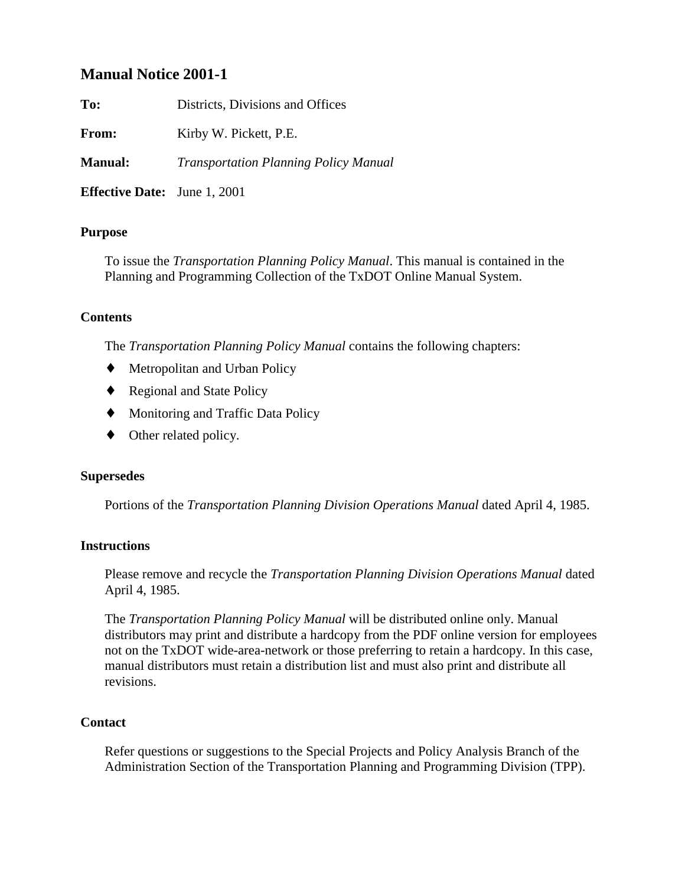## Manual Notice 2001-1

**To:** Districts, Divisions and Offices

**From:** Kirby W. Pickett, P.E.

**Manual:** *Transportation Planning Policy Manual*

**Effective Date:** June 1, 2001

### Purpose

To issue the *Transportation Planning Policy Manual*. This manual is contained in the Planning and Programming Collection of the TxDOT Online Manual System.

### Contents

The *Transportation Planning Policy Manual* contains the following chapters:

- Metropolitan and Urban Policy
- Regional and State Policy
- Monitoring and Traffic Data Policy
- Other related policy.

### Supersedes

Portions of the *Transportation Planning Division Operations Manual* dated April 4, 1985.

### Instructions

Please remove and recycle the *Transportation Planning Division Operations Manual* dated April 4, 1985.

The *Transportation Planning Policy Manual* will be distributed online only. Manual distributors may print and distribute a hardcopy from the PDF online version for employees not on the TxDOT wide-area-network or those preferring to retain a hardcopy. In this case, manual distributors must retain a distribution list and must also print and distribute all revisions.

### Contact

Refer questions or suggestions to the Special Projects and Policy Analysis Branch of the Administration Section of the Transportation Planning and Programming Division (TPP).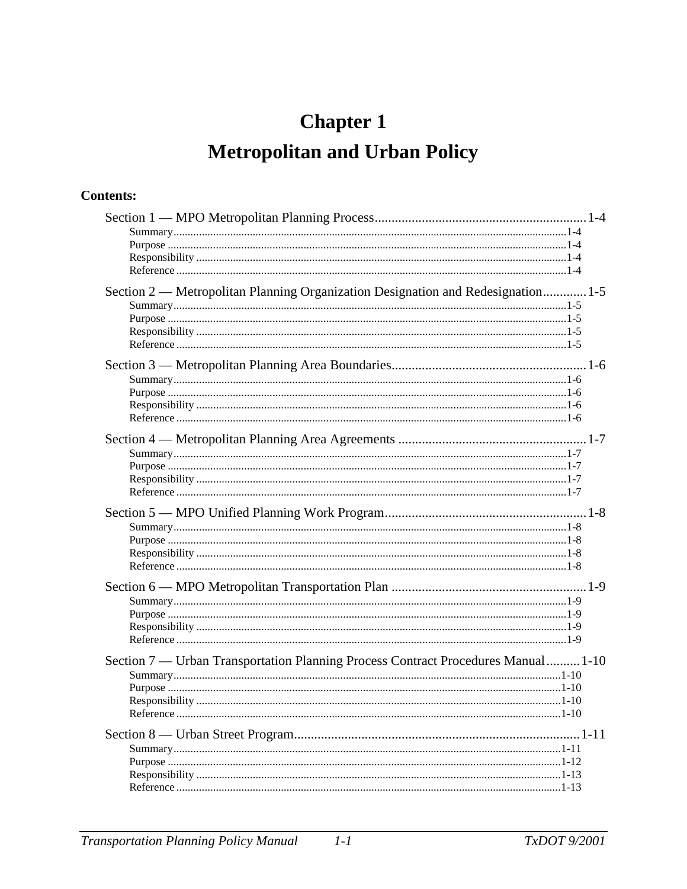# Chapter 1

# Metropolitan and Urban Policy

**Contents:**

Section 1 — MPO Metropolitan Planning Process ........ 1-4
- Summary ........ 1-4
- Purpose ........ 1-4
- Responsibility ........ 1-4
- Reference ........ 1-4

Section 2 — Metropolitan Planning Organization Designation and Redesignation ........ 1-5
- Summary ........ 1-5
- Purpose ........ 1-5
- Responsibility ........ 1-5
- Reference ........ 1-5

Section 3 — Metropolitan Planning Area Boundaries ........ 1-6
- Summary ........ 1-6
- Purpose ........ 1-6
- Responsibility ........ 1-6
- Reference ........ 1-6

Section 4 — Metropolitan Planning Area Agreements ........ 1-7
- Summary ........ 1-7
- Purpose ........ 1-7
- Responsibility ........ 1-7
- Reference ........ 1-7

Section 5 — MPO Unified Planning Work Program ........ 1-8
- Summary ........ 1-8
- Purpose ........ 1-8
- Responsibility ........ 1-8
- Reference ........ 1-8

Section 6 — MPO Metropolitan Transportation Plan ........ 1-9
- Summary ........ 1-9
- Purpose ........ 1-9
- Responsibility ........ 1-9
- Reference ........ 1-9

Section 7 — Urban Transportation Planning Process Contract Procedures Manual ........ 1-10
- Summary ........ 1-10
- Purpose ........ 1-10
- Responsibility ........ 1-10
- Reference ........ 1-10

Section 8 — Urban Street Program ........ 1-11
- Summary ........ 1-11
- Purpose ........ 1-12
- Responsibility ........ 1-13
- Reference ........ 1-13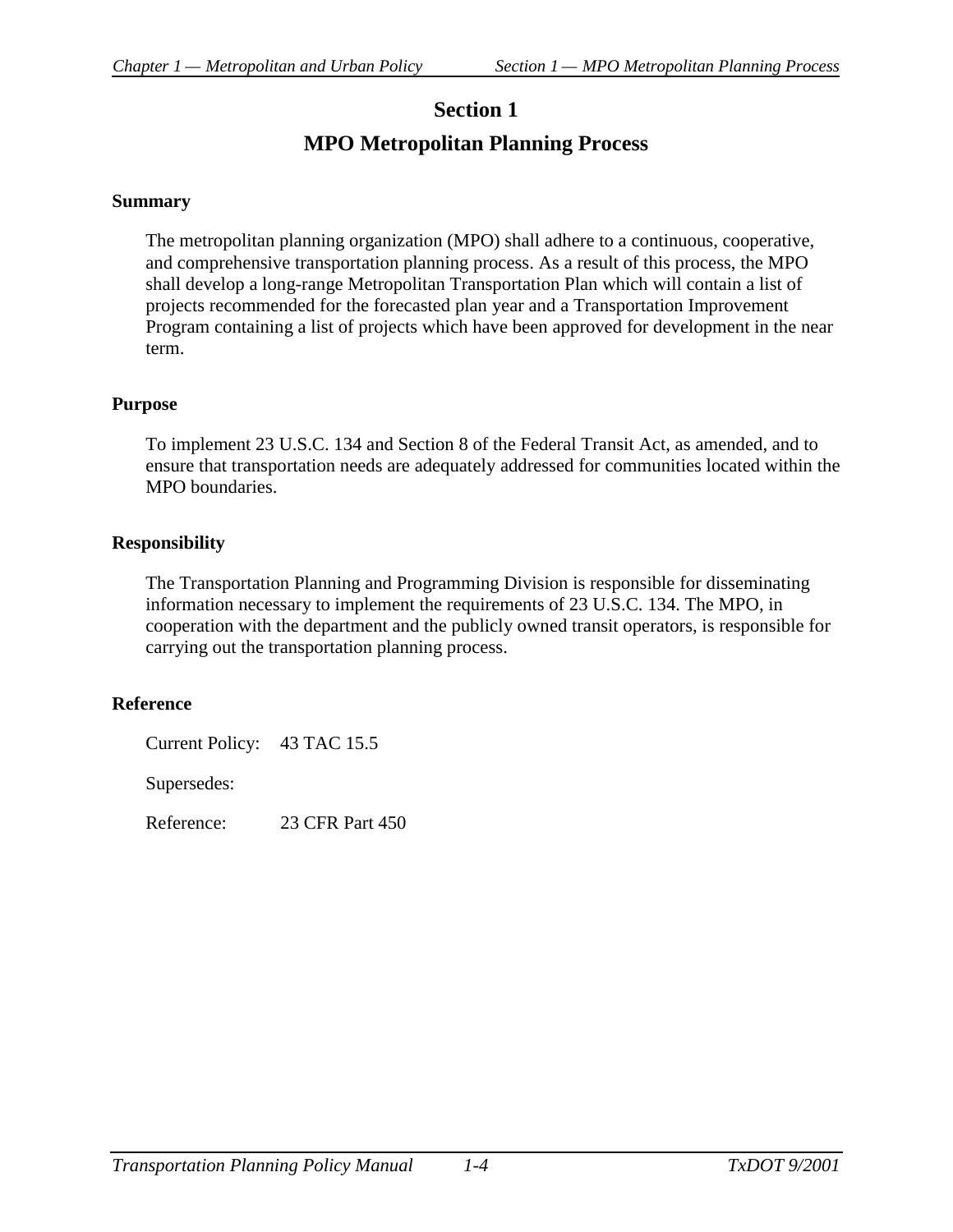# Section 1

# MPO Metropolitan Planning Process

### Summary

The metropolitan planning organization (MPO) shall adhere to a continuous, cooperative, and comprehensive transportation planning process. As a result of this process, the MPO shall develop a long-range Metropolitan Transportation Plan which will contain a list of projects recommended for the forecasted plan year and a Transportation Improvement Program containing a list of projects which have been approved for development in the near term.

### Purpose

To implement 23 U.S.C. 134 and Section 8 of the Federal Transit Act, as amended, and to ensure that transportation needs are adequately addressed for communities located within the MPO boundaries.

### Responsibility

The Transportation Planning and Programming Division is responsible for disseminating information necessary to implement the requirements of 23 U.S.C. 134. The MPO, in cooperation with the department and the publicly owned transit operators, is responsible for carrying out the transportation planning process.

### Reference

Current Policy: 43 TAC 15.5

Supersedes:

Reference: 23 CFR Part 450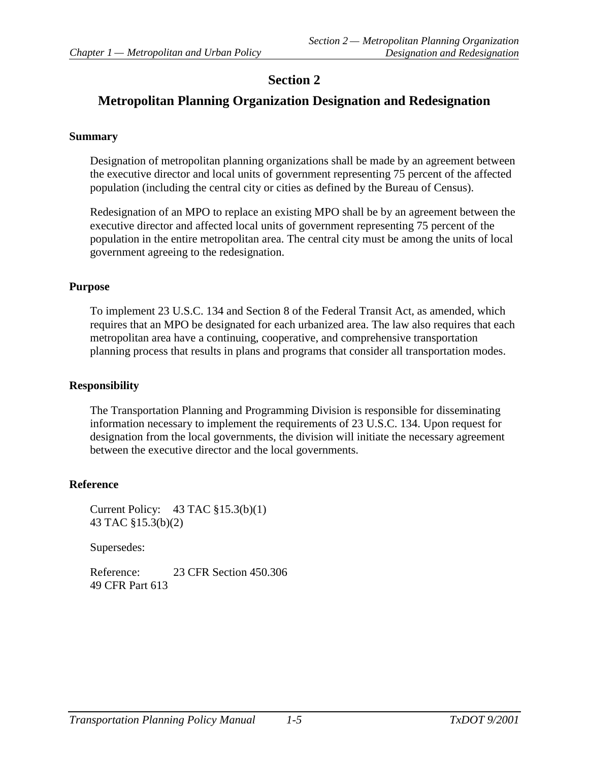# Section 2

## Metropolitan Planning Organization Designation and Redesignation

### Summary

Designation of metropolitan planning organizations shall be made by an agreement between the executive director and local units of government representing 75 percent of the affected population (including the central city or cities as defined by the Bureau of Census).

Redesignation of an MPO to replace an existing MPO shall be by an agreement between the executive director and affected local units of government representing 75 percent of the population in the entire metropolitan area. The central city must be among the units of local government agreeing to the redesignation.

### Purpose

To implement 23 U.S.C. 134 and Section 8 of the Federal Transit Act, as amended, which requires that an MPO be designated for each urbanized area. The law also requires that each metropolitan area have a continuing, cooperative, and comprehensive transportation planning process that results in plans and programs that consider all transportation modes.

### Responsibility

The Transportation Planning and Programming Division is responsible for disseminating information necessary to implement the requirements of 23 U.S.C. 134. Upon request for designation from the local governments, the division will initiate the necessary agreement between the executive director and the local governments.

### Reference

Current Policy: 43 TAC §15.3(b)(1)
43 TAC §15.3(b)(2)

Supersedes:

Reference: 23 CFR Section 450.306
49 CFR Part 613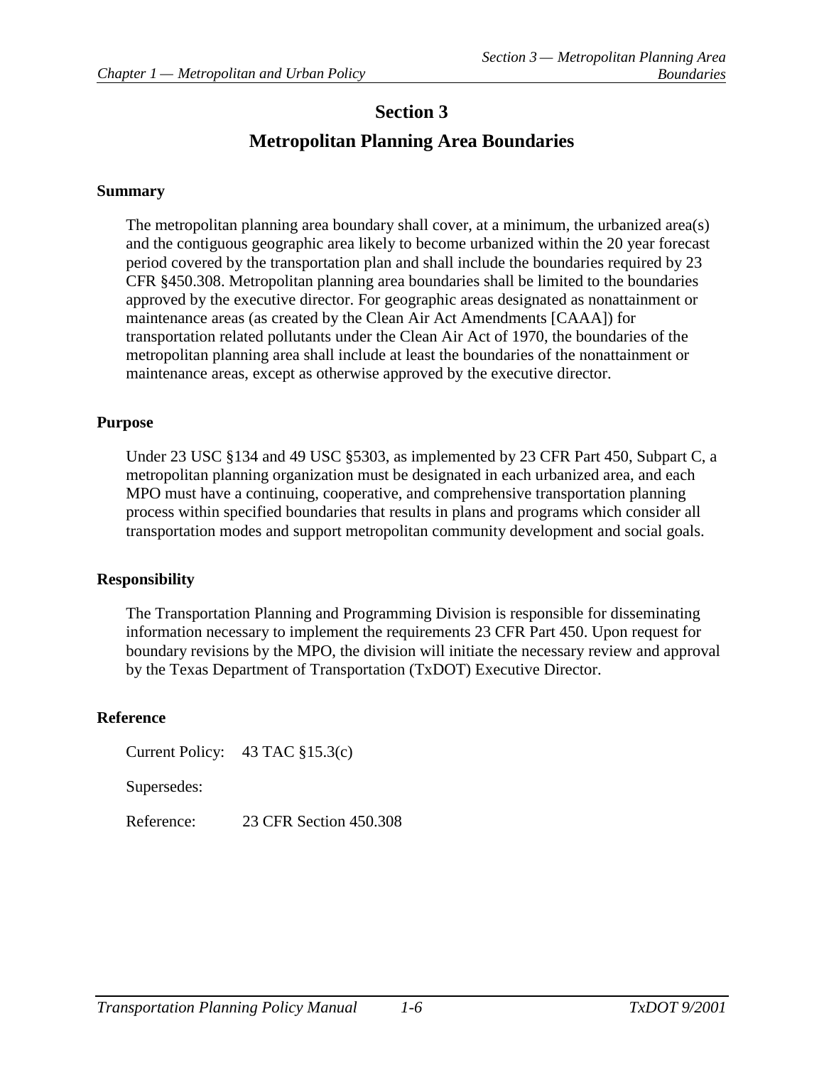# Section 3

# Metropolitan Planning Area Boundaries

**Summary**

The metropolitan planning area boundary shall cover, at a minimum, the urbanized area(s) and the contiguous geographic area likely to become urbanized within the 20 year forecast period covered by the transportation plan and shall include the boundaries required by 23 CFR §450.308. Metropolitan planning area boundaries shall be limited to the boundaries approved by the executive director. For geographic areas designated as nonattainment or maintenance areas (as created by the Clean Air Act Amendments [CAAA]) for transportation related pollutants under the Clean Air Act of 1970, the boundaries of the metropolitan planning area shall include at least the boundaries of the nonattainment or maintenance areas, except as otherwise approved by the executive director.

**Purpose**

Under 23 USC §134 and 49 USC §5303, as implemented by 23 CFR Part 450, Subpart C, a metropolitan planning organization must be designated in each urbanized area, and each MPO must have a continuing, cooperative, and comprehensive transportation planning process within specified boundaries that results in plans and programs which consider all transportation modes and support metropolitan community development and social goals.

**Responsibility**

The Transportation Planning and Programming Division is responsible for disseminating information necessary to implement the requirements 23 CFR Part 450. Upon request for boundary revisions by the MPO, the division will initiate the necessary review and approval by the Texas Department of Transportation (TxDOT) Executive Director.

**Reference**

Current Policy: 43 TAC §15.3(c)

Supersedes:

Reference: 23 CFR Section 450.308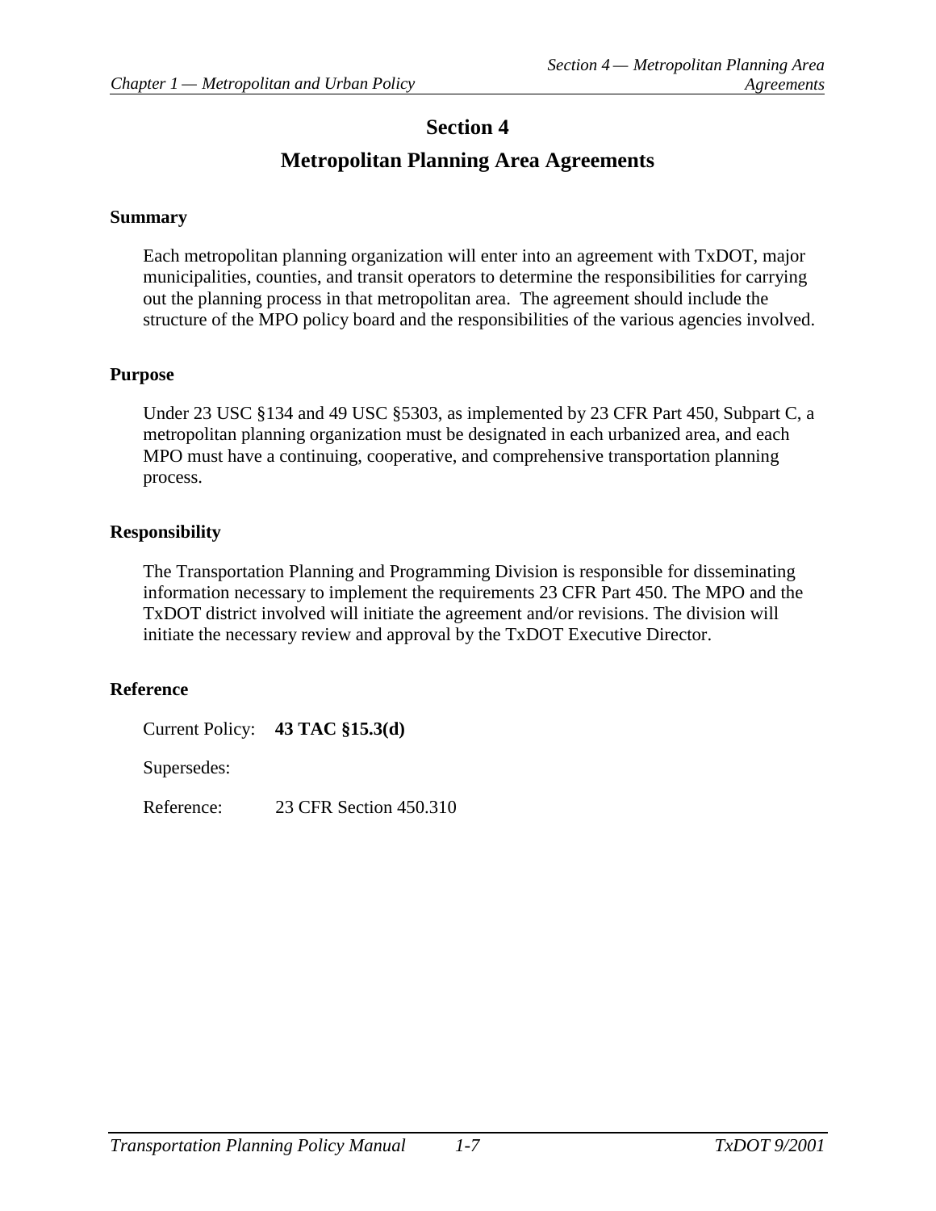# Section 4

# Metropolitan Planning Area Agreements

### Summary

Each metropolitan planning organization will enter into an agreement with TxDOT, major municipalities, counties, and transit operators to determine the responsibilities for carrying out the planning process in that metropolitan area. The agreement should include the structure of the MPO policy board and the responsibilities of the various agencies involved.

### Purpose

Under 23 USC §134 and 49 USC §5303, as implemented by 23 CFR Part 450, Subpart C, a metropolitan planning organization must be designated in each urbanized area, and each MPO must have a continuing, cooperative, and comprehensive transportation planning process.

### Responsibility

The Transportation Planning and Programming Division is responsible for disseminating information necessary to implement the requirements 23 CFR Part 450. The MPO and the TxDOT district involved will initiate the agreement and/or revisions. The division will initiate the necessary review and approval by the TxDOT Executive Director.

### Reference

Current Policy: **43 TAC §15.3(d)**

Supersedes:

Reference: 23 CFR Section 450.310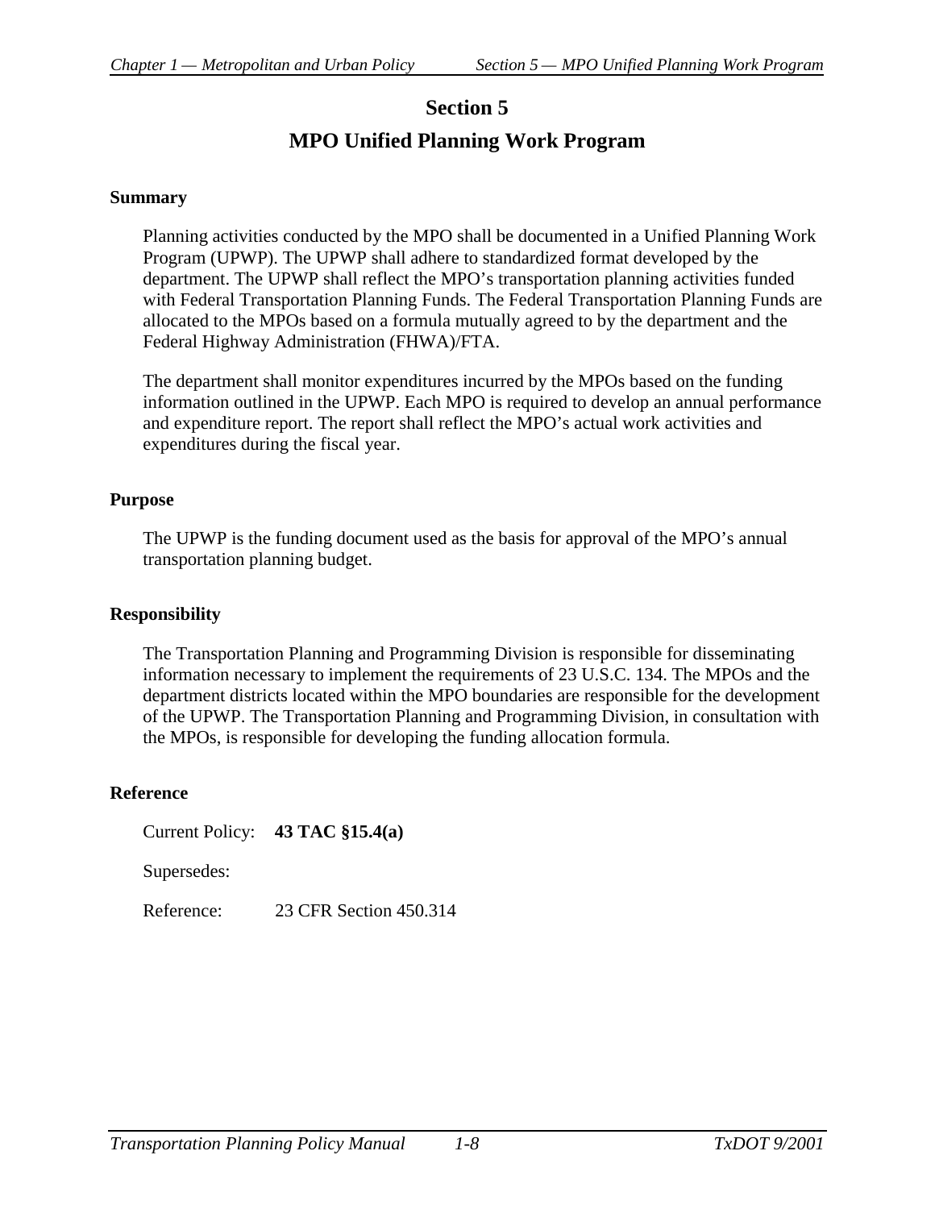# Section 5

# MPO Unified Planning Work Program

### Summary

Planning activities conducted by the MPO shall be documented in a Unified Planning Work Program (UPWP). The UPWP shall adhere to standardized format developed by the department. The UPWP shall reflect the MPO's transportation planning activities funded with Federal Transportation Planning Funds. The Federal Transportation Planning Funds are allocated to the MPOs based on a formula mutually agreed to by the department and the Federal Highway Administration (FHWA)/FTA.

The department shall monitor expenditures incurred by the MPOs based on the funding information outlined in the UPWP. Each MPO is required to develop an annual performance and expenditure report. The report shall reflect the MPO's actual work activities and expenditures during the fiscal year.

### Purpose

The UPWP is the funding document used as the basis for approval of the MPO's annual transportation planning budget.

### Responsibility

The Transportation Planning and Programming Division is responsible for disseminating information necessary to implement the requirements of 23 U.S.C. 134. The MPOs and the department districts located within the MPO boundaries are responsible for the development of the UPWP. The Transportation Planning and Programming Division, in consultation with the MPOs, is responsible for developing the funding allocation formula.

### Reference

Current Policy: **43 TAC §15.4(a)**

Supersedes:

Reference: 23 CFR Section 450.314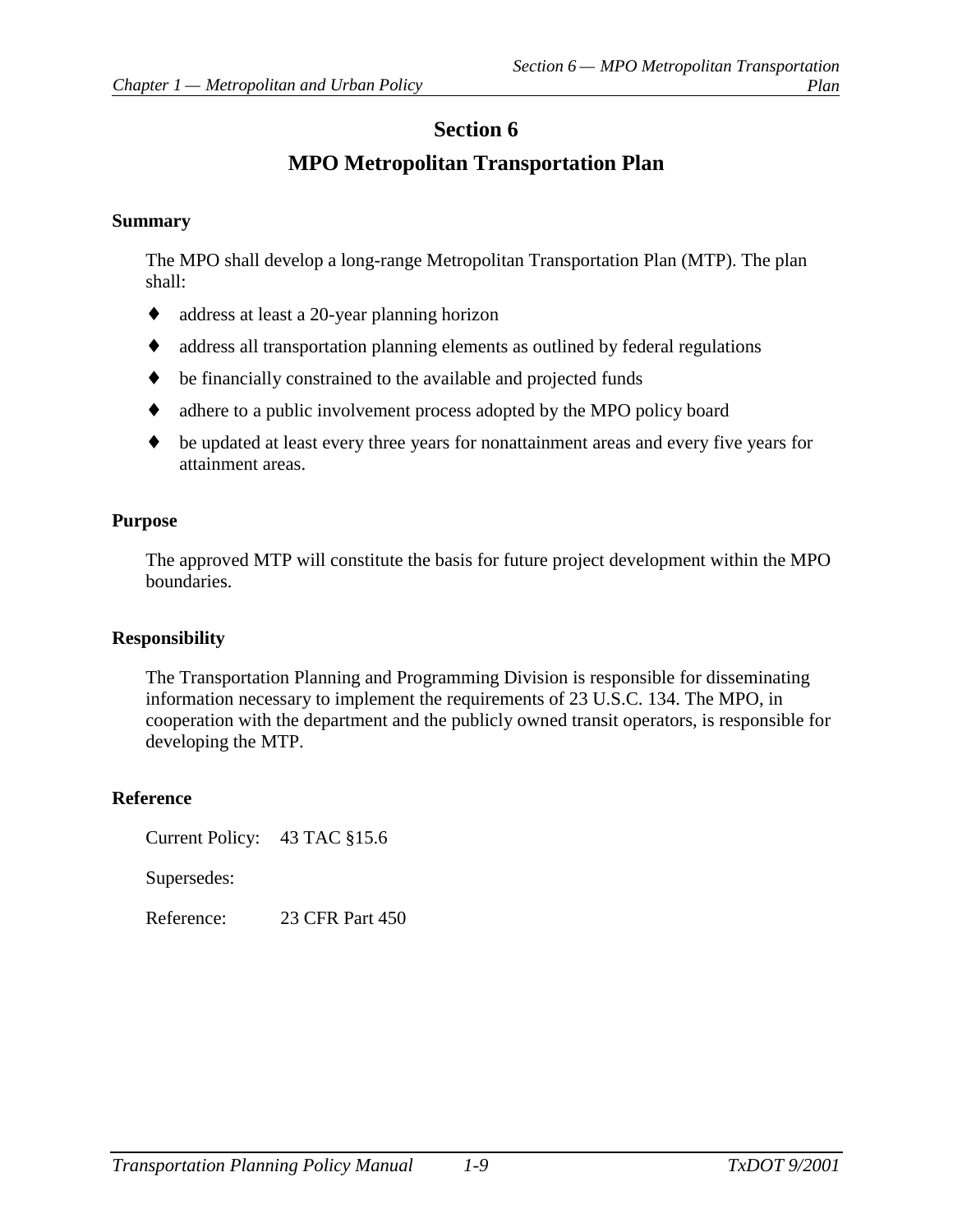# Section 6

# MPO Metropolitan Transportation Plan

### Summary

The MPO shall develop a long-range Metropolitan Transportation Plan (MTP). The plan shall:

- address at least a 20-year planning horizon
- address all transportation planning elements as outlined by federal regulations
- be financially constrained to the available and projected funds
- adhere to a public involvement process adopted by the MPO policy board
- be updated at least every three years for nonattainment areas and every five years for attainment areas.

### Purpose

The approved MTP will constitute the basis for future project development within the MPO boundaries.

### Responsibility

The Transportation Planning and Programming Division is responsible for disseminating information necessary to implement the requirements of 23 U.S.C. 134. The MPO, in cooperation with the department and the publicly owned transit operators, is responsible for developing the MTP.

### Reference

Current Policy: 43 TAC §15.6

Supersedes:

Reference: 23 CFR Part 450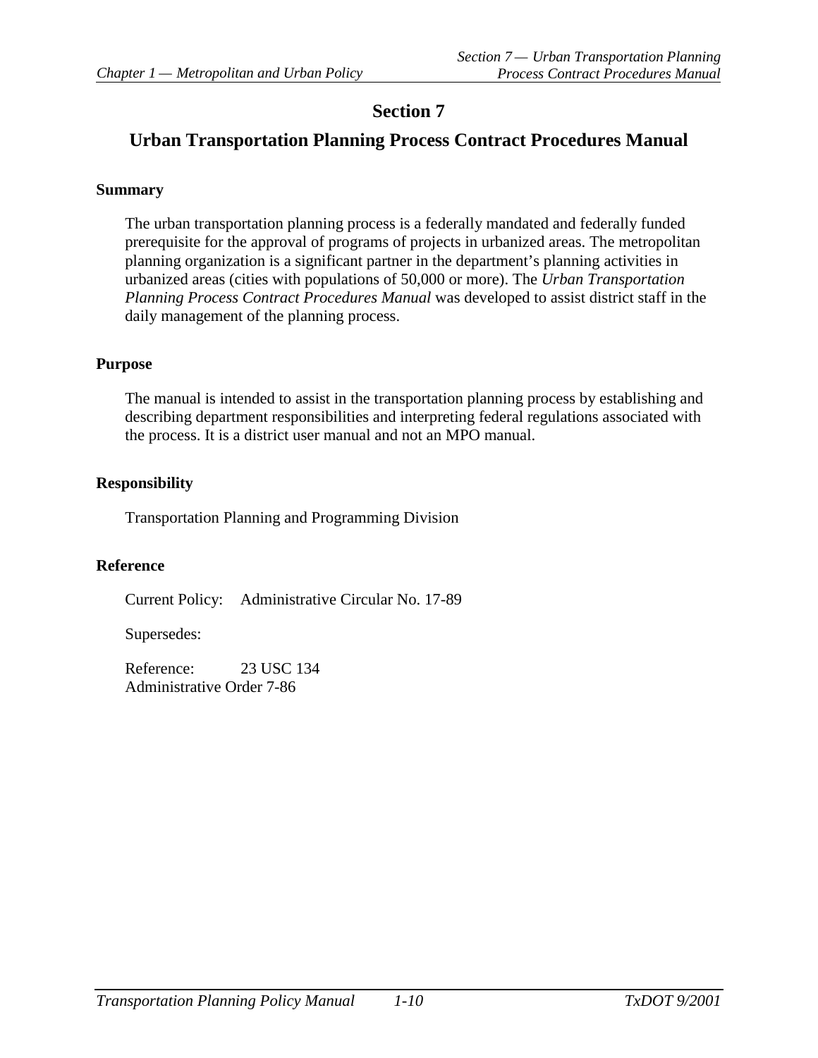# Section 7

## Urban Transportation Planning Process Contract Procedures Manual

### Summary

The urban transportation planning process is a federally mandated and federally funded prerequisite for the approval of programs of projects in urbanized areas. The metropolitan planning organization is a significant partner in the department's planning activities in urbanized areas (cities with populations of 50,000 or more). The *Urban Transportation Planning Process Contract Procedures Manual* was developed to assist district staff in the daily management of the planning process.

### Purpose

The manual is intended to assist in the transportation planning process by establishing and describing department responsibilities and interpreting federal regulations associated with the process. It is a district user manual and not an MPO manual.

### Responsibility

Transportation Planning and Programming Division

### Reference

Current Policy: Administrative Circular No. 17-89

Supersedes:

Reference: 23 USC 134
Administrative Order 7-86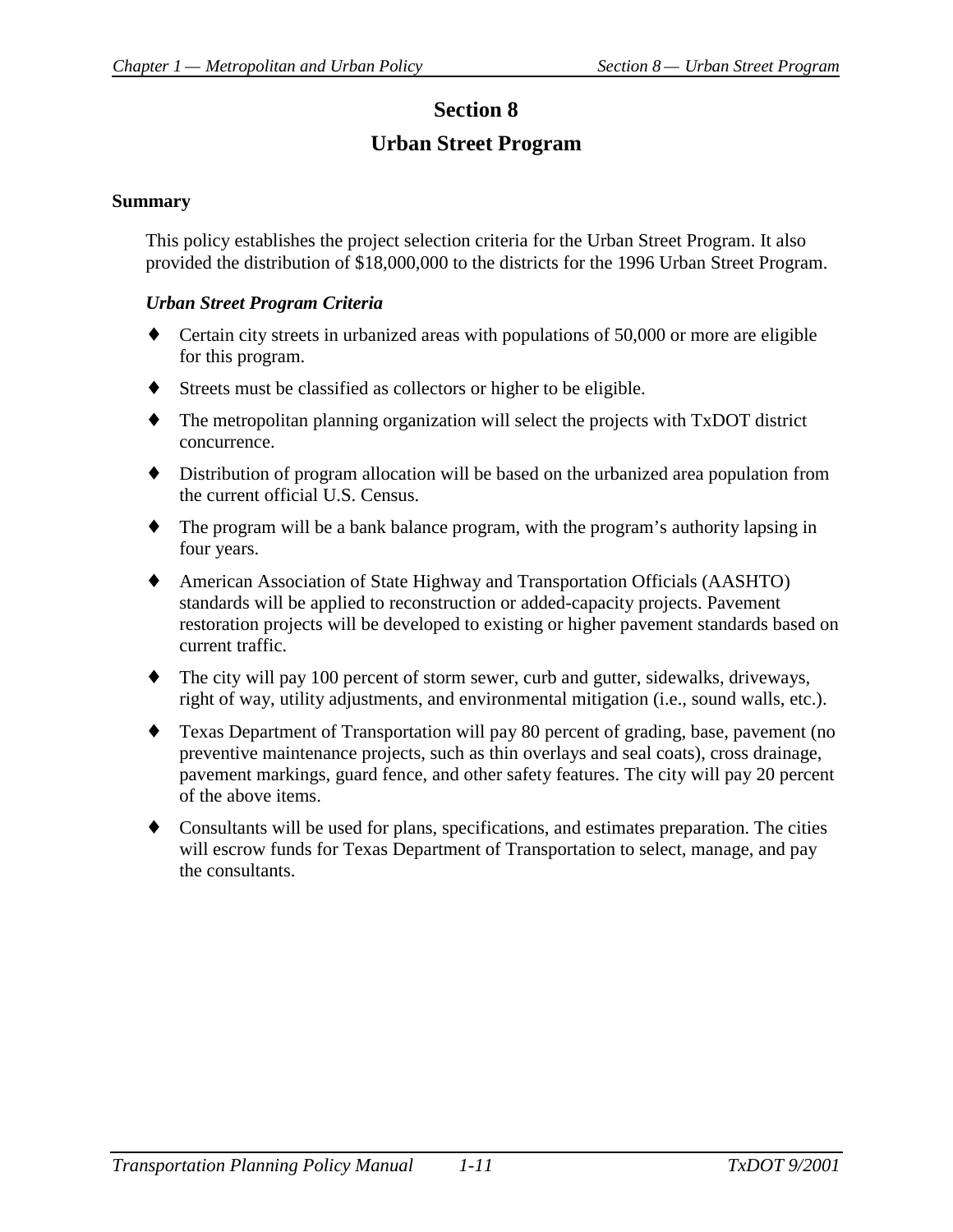# Section 8

# Urban Street Program

## Summary

This policy establishes the project selection criteria for the Urban Street Program. It also provided the distribution of $18,000,000 to the districts for the 1996 Urban Street Program.

### *Urban Street Program Criteria*

- Certain city streets in urbanized areas with populations of 50,000 or more are eligible for this program.
- Streets must be classified as collectors or higher to be eligible.
- The metropolitan planning organization will select the projects with TxDOT district concurrence.
- Distribution of program allocation will be based on the urbanized area population from the current official U.S. Census.
- The program will be a bank balance program, with the program's authority lapsing in four years.
- American Association of State Highway and Transportation Officials (AASHTO) standards will be applied to reconstruction or added-capacity projects. Pavement restoration projects will be developed to existing or higher pavement standards based on current traffic.
- The city will pay 100 percent of storm sewer, curb and gutter, sidewalks, driveways, right of way, utility adjustments, and environmental mitigation (i.e., sound walls, etc.).
- Texas Department of Transportation will pay 80 percent of grading, base, pavement (no preventive maintenance projects, such as thin overlays and seal coats), cross drainage, pavement markings, guard fence, and other safety features. The city will pay 20 percent of the above items.
- Consultants will be used for plans, specifications, and estimates preparation. The cities will escrow funds for Texas Department of Transportation to select, manage, and pay the consultants.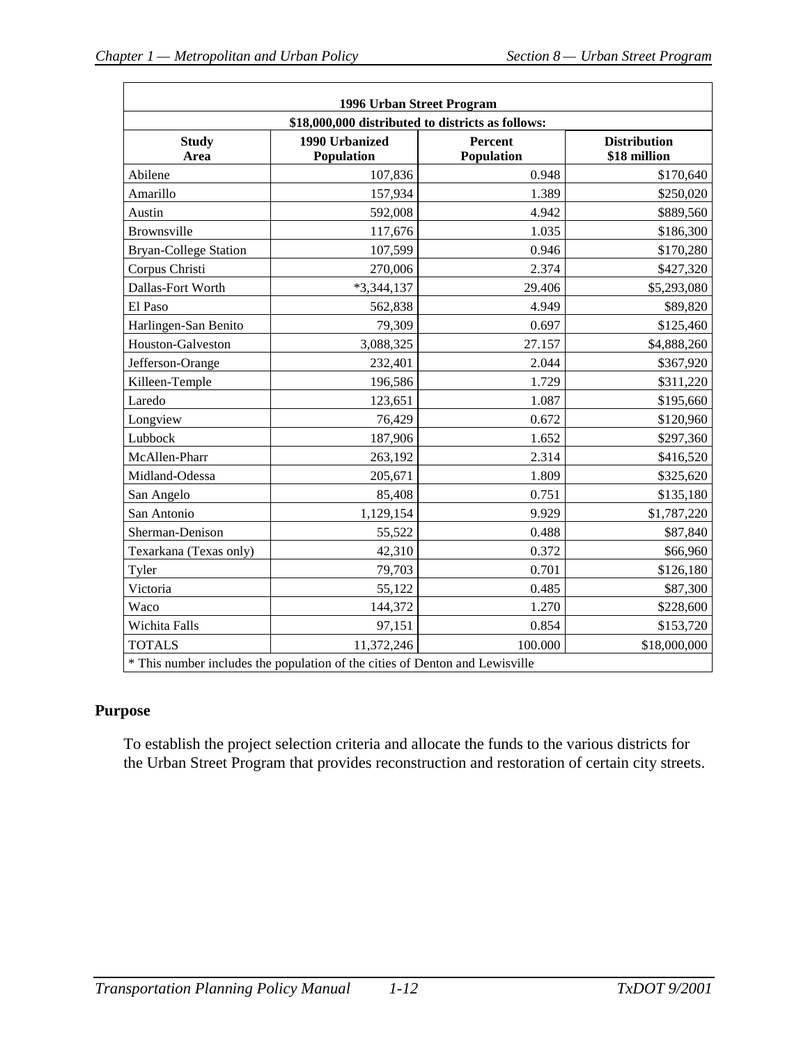| 1996 Urban Street Program | | | |
|---|---|---|---|
| $18,000,000 distributed to districts as follows: | | | |
| **Study Area** | **1990 Urbanized Population** | **Percent Population** | **Distribution $18 million** |
| Abilene | 107,836 | 0.948 | $170,640 |
| Amarillo | 157,934 | 1.389 | $250,020 |
| Austin | 592,008 | 4.942 | $889,560 |
| Brownsville | 117,676 | 1.035 | $186,300 |
| Bryan-College Station | 107,599 | 0.946 | $170,280 |
| Corpus Christi | 270,006 | 2.374 | $427,320 |
| Dallas-Fort Worth | *3,344,137 | 29.406 | $5,293,080 |
| El Paso | 562,838 | 4.949 | $89,820 |
| Harlingen-San Benito | 79,309 | 0.697 | $125,460 |
| Houston-Galveston | 3,088,325 | 27.157 | $4,888,260 |
| Jefferson-Orange | 232,401 | 2.044 | $367,920 |
| Killeen-Temple | 196,586 | 1.729 | $311,220 |
| Laredo | 123,651 | 1.087 | $195,660 |
| Longview | 76,429 | 0.672 | $120,960 |
| Lubbock | 187,906 | 1.652 | $297,360 |
| McAllen-Pharr | 263,192 | 2.314 | $416,520 |
| Midland-Odessa | 205,671 | 1.809 | $325,620 |
| San Angelo | 85,408 | 0.751 | $135,180 |
| San Antonio | 1,129,154 | 9.929 | $1,787,220 |
| Sherman-Denison | 55,522 | 0.488 | $87,840 |
| Texarkana (Texas only) | 42,310 | 0.372 | $66,960 |
| Tyler | 79,703 | 0.701 | $126,180 |
| Victoria | 55,122 | 0.485 | $87,300 |
| Waco | 144,372 | 1.270 | $228,600 |
| Wichita Falls | 97,151 | 0.854 | $153,720 |
| TOTALS | 11,372,246 | 100.000 | $18,000,000 |
| * This number includes the population of the cities of Denton and Lewisville | | | |

## Purpose

To establish the project selection criteria and allocate the funds to the various districts for the Urban Street Program that provides reconstruction and restoration of certain city streets.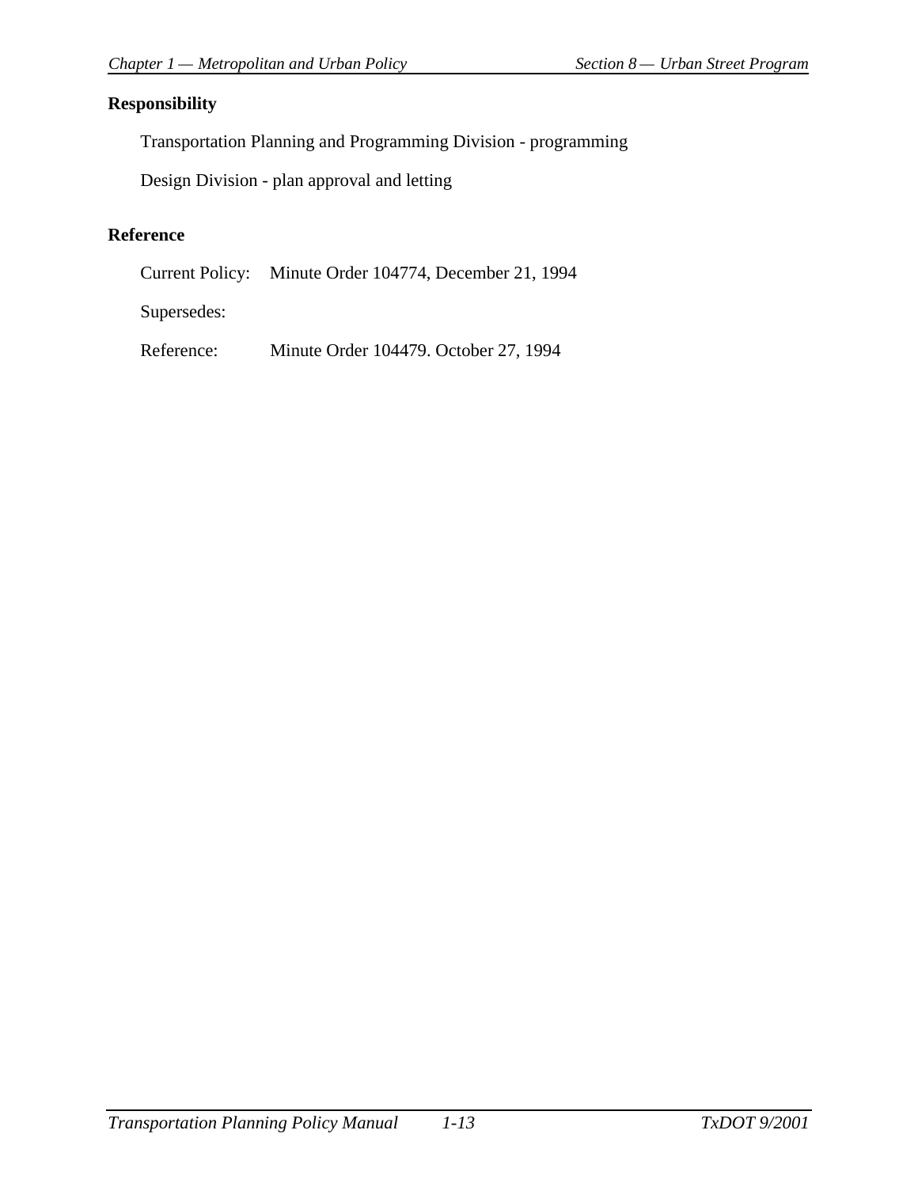## Responsibility

Transportation Planning and Programming Division - programming

Design Division - plan approval and letting

## Reference

Current Policy: Minute Order 104774, December 21, 1994

Supersedes:

Reference: Minute Order 104479. October 27, 1994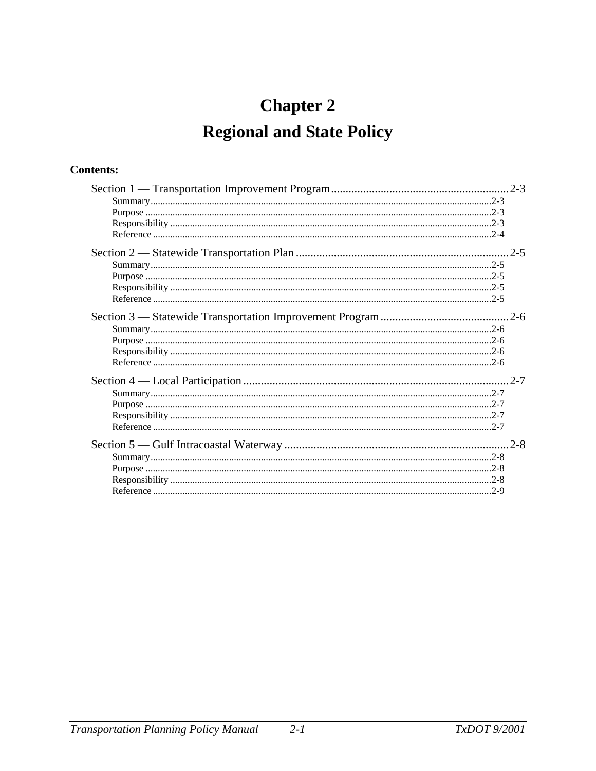# Chapter 2

# Regional and State Policy

**Contents:**

Section 1 — Transportation Improvement Program....................2-3

- Summary....................2-3
- Purpose....................2-3
- Responsibility....................2-3
- Reference....................2-4

Section 2 — Statewide Transportation Plan....................2-5

- Summary....................2-5
- Purpose....................2-5
- Responsibility....................2-5
- Reference....................2-5

Section 3 — Statewide Transportation Improvement Program....................2-6

- Summary....................2-6
- Purpose....................2-6
- Responsibility....................2-6
- Reference....................2-6

Section 4 — Local Participation....................2-7

- Summary....................2-7
- Purpose....................2-7
- Responsibility....................2-7
- Reference....................2-7

Section 5 — Gulf Intracoastal Waterway....................2-8

- Summary....................2-8
- Purpose....................2-8
- Responsibility....................2-8
- Reference....................2-9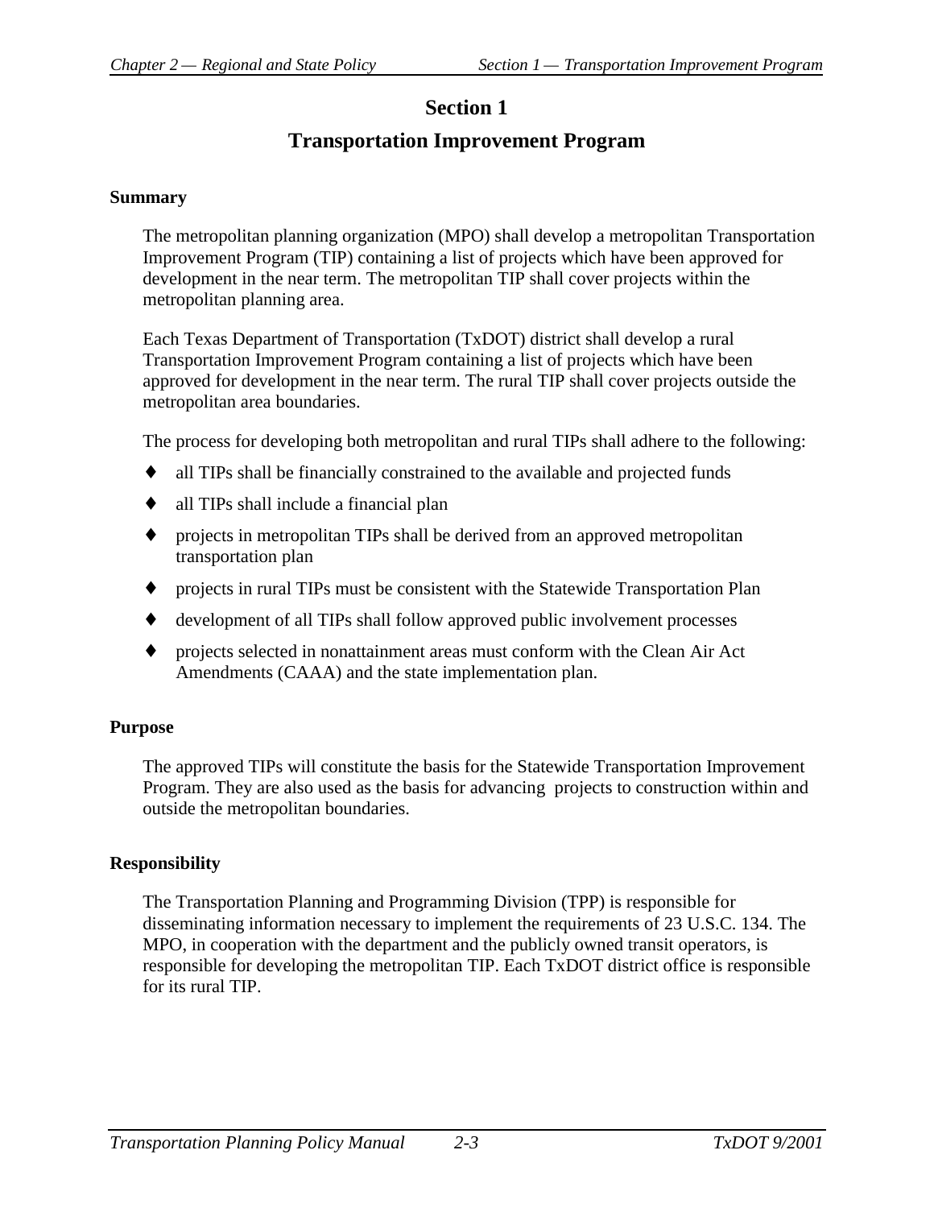# Section 1

# Transportation Improvement Program

### Summary

The metropolitan planning organization (MPO) shall develop a metropolitan Transportation Improvement Program (TIP) containing a list of projects which have been approved for development in the near term. The metropolitan TIP shall cover projects within the metropolitan planning area.

Each Texas Department of Transportation (TxDOT) district shall develop a rural Transportation Improvement Program containing a list of projects which have been approved for development in the near term. The rural TIP shall cover projects outside the metropolitan area boundaries.

The process for developing both metropolitan and rural TIPs shall adhere to the following:

- all TIPs shall be financially constrained to the available and projected funds
- all TIPs shall include a financial plan
- projects in metropolitan TIPs shall be derived from an approved metropolitan transportation plan
- projects in rural TIPs must be consistent with the Statewide Transportation Plan
- development of all TIPs shall follow approved public involvement processes
- projects selected in nonattainment areas must conform with the Clean Air Act Amendments (CAAA) and the state implementation plan.

### Purpose

The approved TIPs will constitute the basis for the Statewide Transportation Improvement Program. They are also used as the basis for advancing projects to construction within and outside the metropolitan boundaries.

### Responsibility

The Transportation Planning and Programming Division (TPP) is responsible for disseminating information necessary to implement the requirements of 23 U.S.C. 134. The MPO, in cooperation with the department and the publicly owned transit operators, is responsible for developing the metropolitan TIP. Each TxDOT district office is responsible for its rural TIP.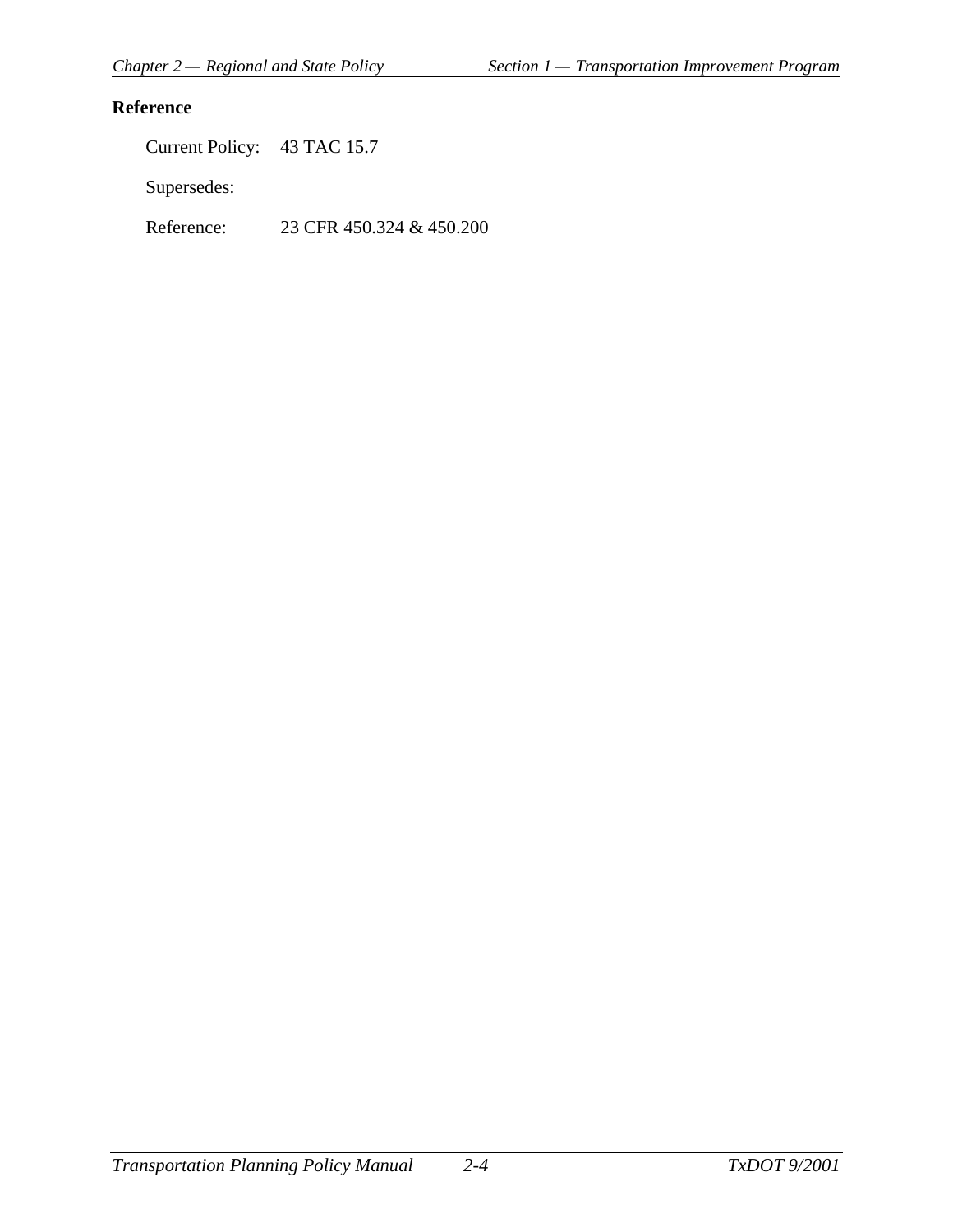**Reference**

Current Policy: 43 TAC 15.7

Supersedes:

Reference: 23 CFR 450.324 & 450.200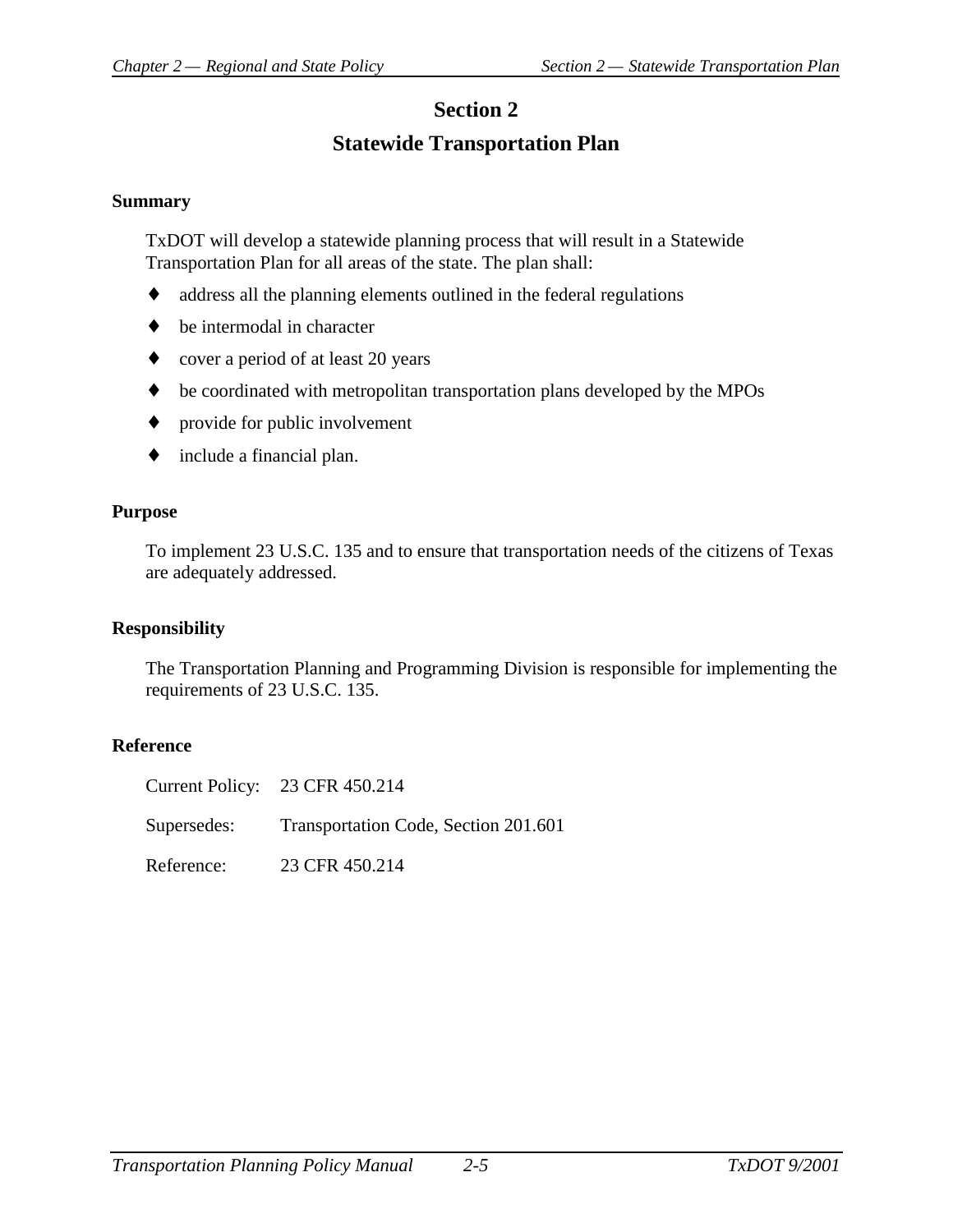# Section 2

# Statewide Transportation Plan

### Summary

TxDOT will develop a statewide planning process that will result in a Statewide Transportation Plan for all areas of the state. The plan shall:

- address all the planning elements outlined in the federal regulations
- be intermodal in character
- cover a period of at least 20 years
- be coordinated with metropolitan transportation plans developed by the MPOs
- provide for public involvement
- include a financial plan.

### Purpose

To implement 23 U.S.C. 135 and to ensure that transportation needs of the citizens of Texas are adequately addressed.

### Responsibility

The Transportation Planning and Programming Division is responsible for implementing the requirements of 23 U.S.C. 135.

### Reference

| | |
|---|---|
| Current Policy: | 23 CFR 450.214 |
| Supersedes: | Transportation Code, Section 201.601 |
| Reference: | 23 CFR 450.214 |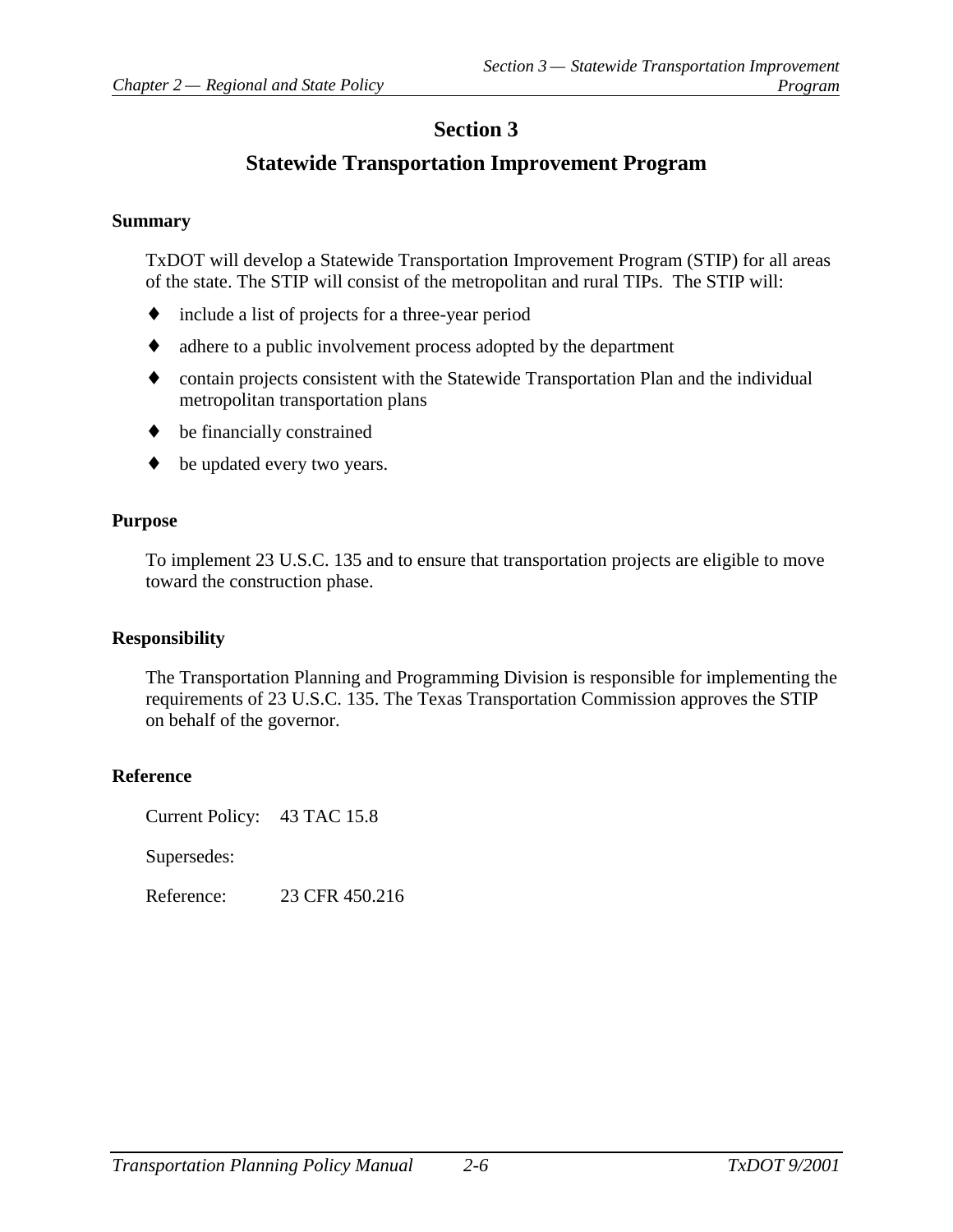# Section 3

## Statewide Transportation Improvement Program

### Summary

TxDOT will develop a Statewide Transportation Improvement Program (STIP) for all areas of the state. The STIP will consist of the metropolitan and rural TIPs. The STIP will:

- include a list of projects for a three-year period
- adhere to a public involvement process adopted by the department
- contain projects consistent with the Statewide Transportation Plan and the individual metropolitan transportation plans
- be financially constrained
- be updated every two years.

### Purpose

To implement 23 U.S.C. 135 and to ensure that transportation projects are eligible to move toward the construction phase.

### Responsibility

The Transportation Planning and Programming Division is responsible for implementing the requirements of 23 U.S.C. 135. The Texas Transportation Commission approves the STIP on behalf of the governor.

### Reference

Current Policy: 43 TAC 15.8

Supersedes:

Reference: 23 CFR 450.216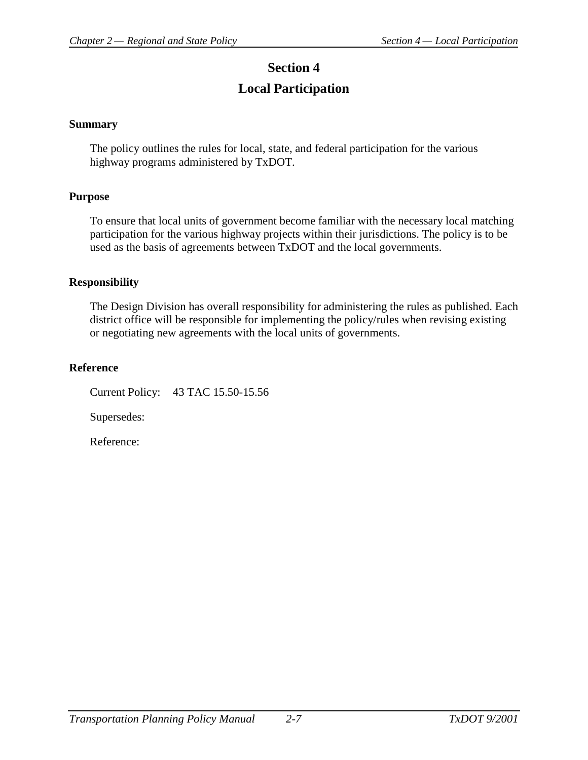# Section 4

# Local Participation

### Summary

The policy outlines the rules for local, state, and federal participation for the various highway programs administered by TxDOT.

### Purpose

To ensure that local units of government become familiar with the necessary local matching participation for the various highway projects within their jurisdictions. The policy is to be used as the basis of agreements between TxDOT and the local governments.

### Responsibility

The Design Division has overall responsibility for administering the rules as published. Each district office will be responsible for implementing the policy/rules when revising existing or negotiating new agreements with the local units of governments.

### Reference

Current Policy: 43 TAC 15.50-15.56

Supersedes:

Reference: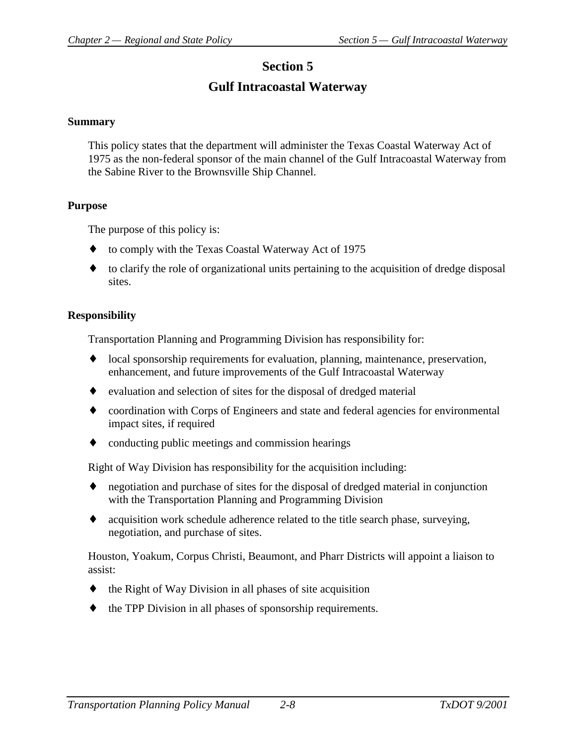# Section 5

# Gulf Intracoastal Waterway

### Summary

This policy states that the department will administer the Texas Coastal Waterway Act of 1975 as the non-federal sponsor of the main channel of the Gulf Intracoastal Waterway from the Sabine River to the Brownsville Ship Channel.

### Purpose

The purpose of this policy is:

- to comply with the Texas Coastal Waterway Act of 1975
- to clarify the role of organizational units pertaining to the acquisition of dredge disposal sites.

### Responsibility

Transportation Planning and Programming Division has responsibility for:

- local sponsorship requirements for evaluation, planning, maintenance, preservation, enhancement, and future improvements of the Gulf Intracoastal Waterway
- evaluation and selection of sites for the disposal of dredged material
- coordination with Corps of Engineers and state and federal agencies for environmental impact sites, if required
- conducting public meetings and commission hearings

Right of Way Division has responsibility for the acquisition including:

- negotiation and purchase of sites for the disposal of dredged material in conjunction with the Transportation Planning and Programming Division
- acquisition work schedule adherence related to the title search phase, surveying, negotiation, and purchase of sites.

Houston, Yoakum, Corpus Christi, Beaumont, and Pharr Districts will appoint a liaison to assist:

- the Right of Way Division in all phases of site acquisition
- the TPP Division in all phases of sponsorship requirements.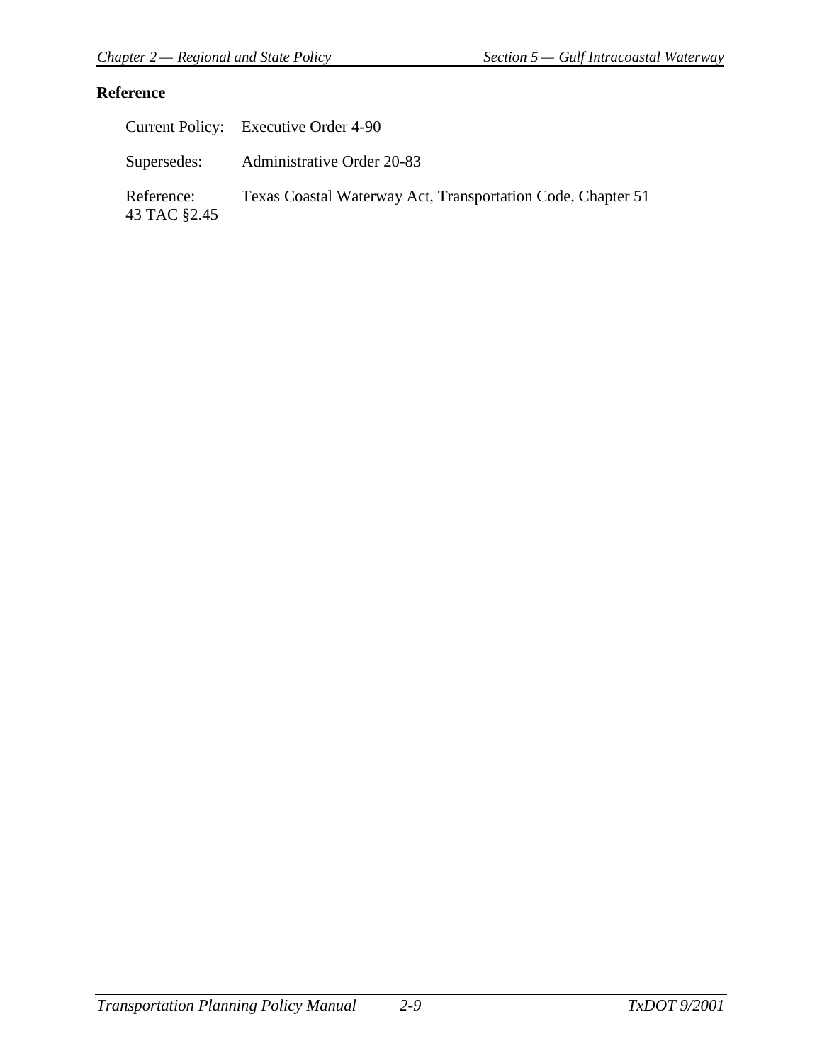## Reference

| | |
|---|---|
| Current Policy: | Executive Order 4-90 |
| Supersedes: | Administrative Order 20-83 |
| Reference: 43 TAC §2.45 | Texas Coastal Waterway Act, Transportation Code, Chapter 51 |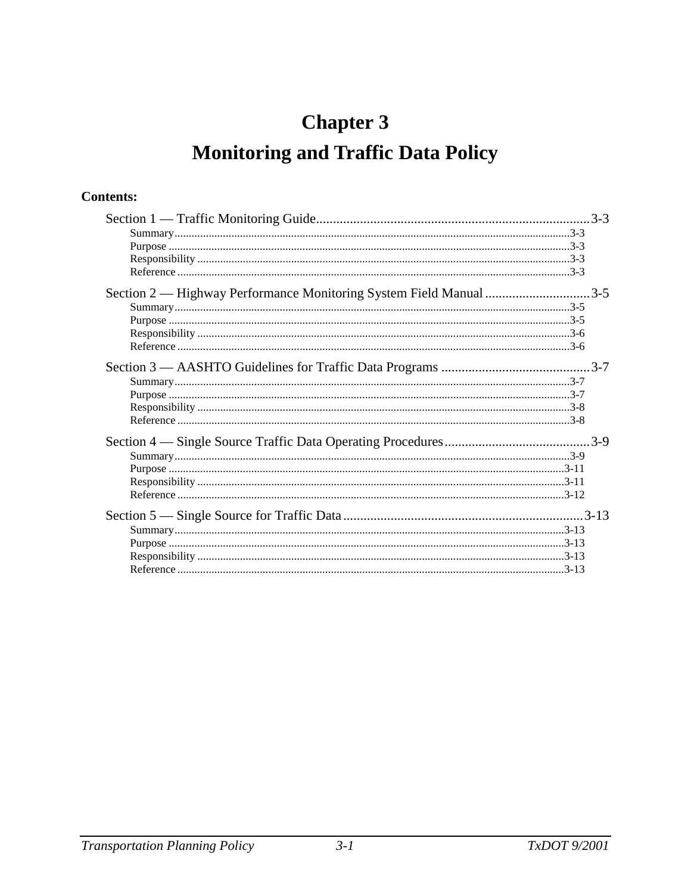# Chapter 3

# Monitoring and Traffic Data Policy

**Contents:**

Section 1 — Traffic Monitoring Guide .......... 3-3
- Summary .......... 3-3
- Purpose .......... 3-3
- Responsibility .......... 3-3
- Reference .......... 3-3

Section 2 — Highway Performance Monitoring System Field Manual .......... 3-5
- Summary .......... 3-5
- Purpose .......... 3-5
- Responsibility .......... 3-6
- Reference .......... 3-6

Section 3 — AASHTO Guidelines for Traffic Data Programs .......... 3-7
- Summary .......... 3-7
- Purpose .......... 3-7
- Responsibility .......... 3-8
- Reference .......... 3-8

Section 4 — Single Source Traffic Data Operating Procedures .......... 3-9
- Summary .......... 3-9
- Purpose .......... 3-11
- Responsibility .......... 3-11
- Reference .......... 3-12

Section 5 — Single Source for Traffic Data .......... 3-13
- Summary .......... 3-13
- Purpose .......... 3-13
- Responsibility .......... 3-13
- Reference .......... 3-13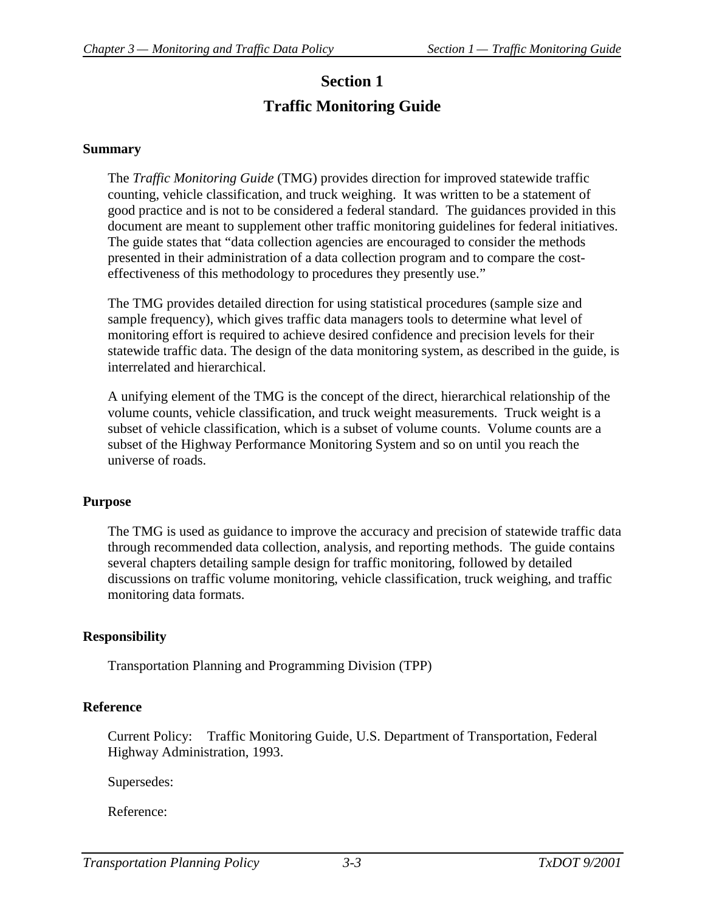# Section 1

# Traffic Monitoring Guide

### Summary

The *Traffic Monitoring Guide* (TMG) provides direction for improved statewide traffic counting, vehicle classification, and truck weighing. It was written to be a statement of good practice and is not to be considered a federal standard. The guidances provided in this document are meant to supplement other traffic monitoring guidelines for federal initiatives. The guide states that "data collection agencies are encouraged to consider the methods presented in their administration of a data collection program and to compare the cost-effectiveness of this methodology to procedures they presently use."

The TMG provides detailed direction for using statistical procedures (sample size and sample frequency), which gives traffic data managers tools to determine what level of monitoring effort is required to achieve desired confidence and precision levels for their statewide traffic data. The design of the data monitoring system, as described in the guide, is interrelated and hierarchical.

A unifying element of the TMG is the concept of the direct, hierarchical relationship of the volume counts, vehicle classification, and truck weight measurements. Truck weight is a subset of vehicle classification, which is a subset of volume counts. Volume counts are a subset of the Highway Performance Monitoring System and so on until you reach the universe of roads.

### Purpose

The TMG is used as guidance to improve the accuracy and precision of statewide traffic data through recommended data collection, analysis, and reporting methods. The guide contains several chapters detailing sample design for traffic monitoring, followed by detailed discussions on traffic volume monitoring, vehicle classification, truck weighing, and traffic monitoring data formats.

### Responsibility

Transportation Planning and Programming Division (TPP)

### Reference

Current Policy: Traffic Monitoring Guide, U.S. Department of Transportation, Federal Highway Administration, 1993.

Supersedes:

Reference: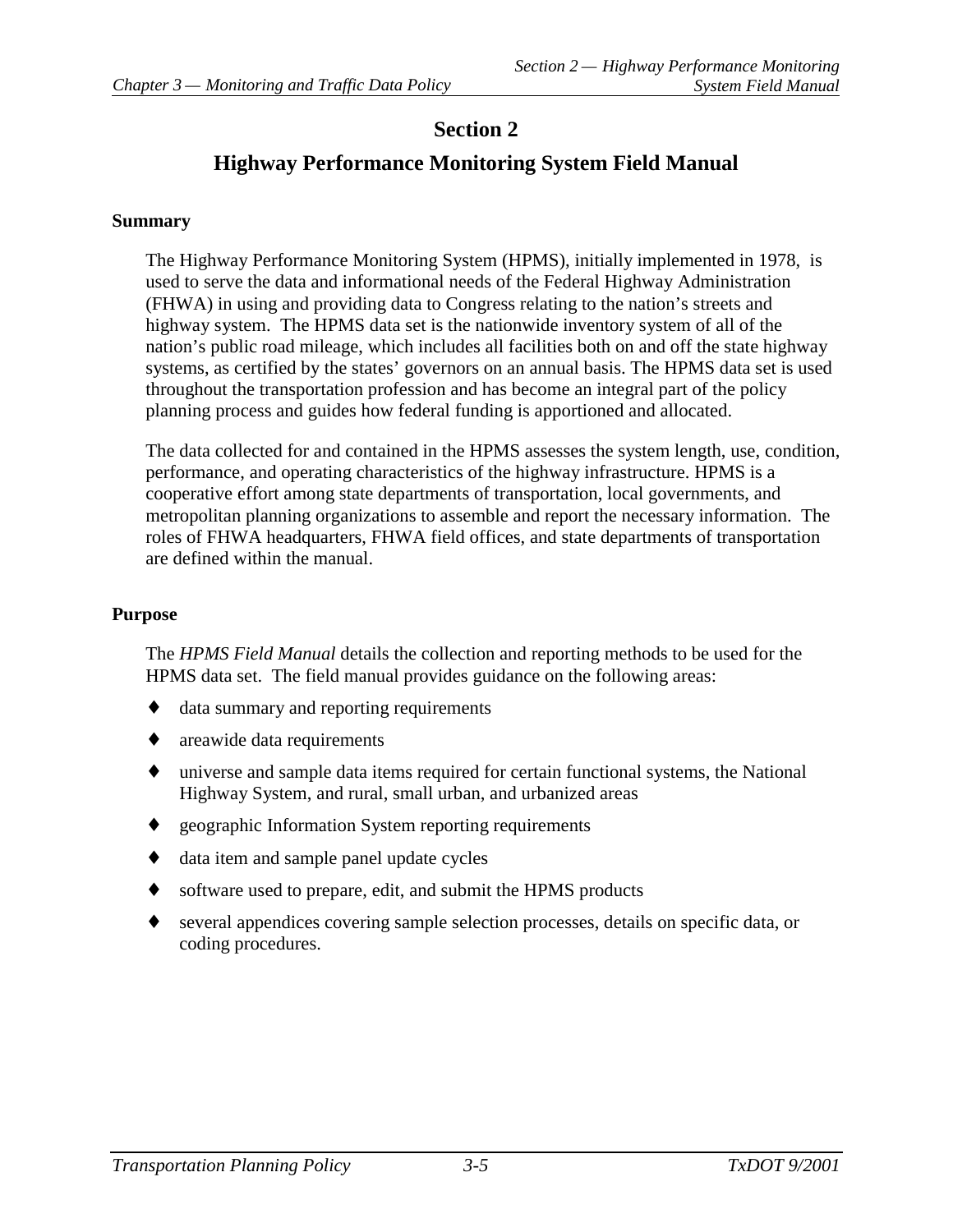# Section 2

## Highway Performance Monitoring System Field Manual

### Summary

The Highway Performance Monitoring System (HPMS), initially implemented in 1978, is used to serve the data and informational needs of the Federal Highway Administration (FHWA) in using and providing data to Congress relating to the nation's streets and highway system. The HPMS data set is the nationwide inventory system of all of the nation's public road mileage, which includes all facilities both on and off the state highway systems, as certified by the states' governors on an annual basis. The HPMS data set is used throughout the transportation profession and has become an integral part of the policy planning process and guides how federal funding is apportioned and allocated.

The data collected for and contained in the HPMS assesses the system length, use, condition, performance, and operating characteristics of the highway infrastructure. HPMS is a cooperative effort among state departments of transportation, local governments, and metropolitan planning organizations to assemble and report the necessary information. The roles of FHWA headquarters, FHWA field offices, and state departments of transportation are defined within the manual.

### Purpose

The *HPMS Field Manual* details the collection and reporting methods to be used for the HPMS data set. The field manual provides guidance on the following areas:

- data summary and reporting requirements
- areawide data requirements
- universe and sample data items required for certain functional systems, the National Highway System, and rural, small urban, and urbanized areas
- geographic Information System reporting requirements
- data item and sample panel update cycles
- software used to prepare, edit, and submit the HPMS products
- several appendices covering sample selection processes, details on specific data, or coding procedures.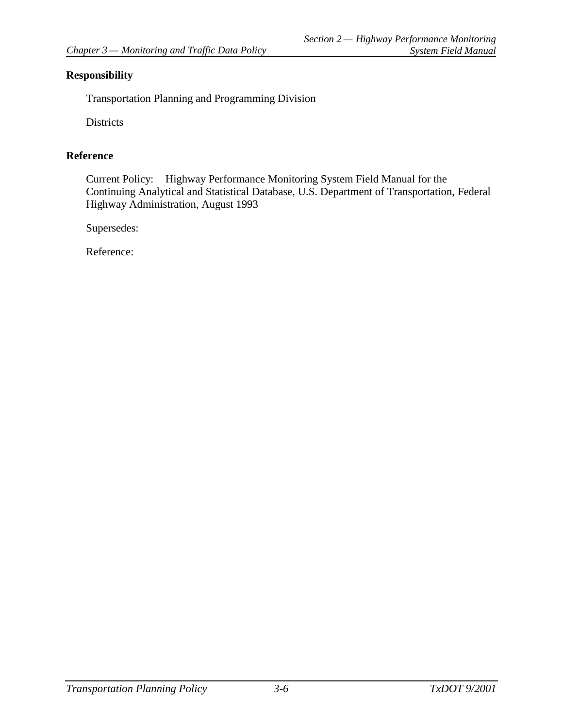**Responsibility**

Transportation Planning and Programming Division

Districts

**Reference**

Current Policy: Highway Performance Monitoring System Field Manual for the Continuing Analytical and Statistical Database, U.S. Department of Transportation, Federal Highway Administration, August 1993

Supersedes:

Reference: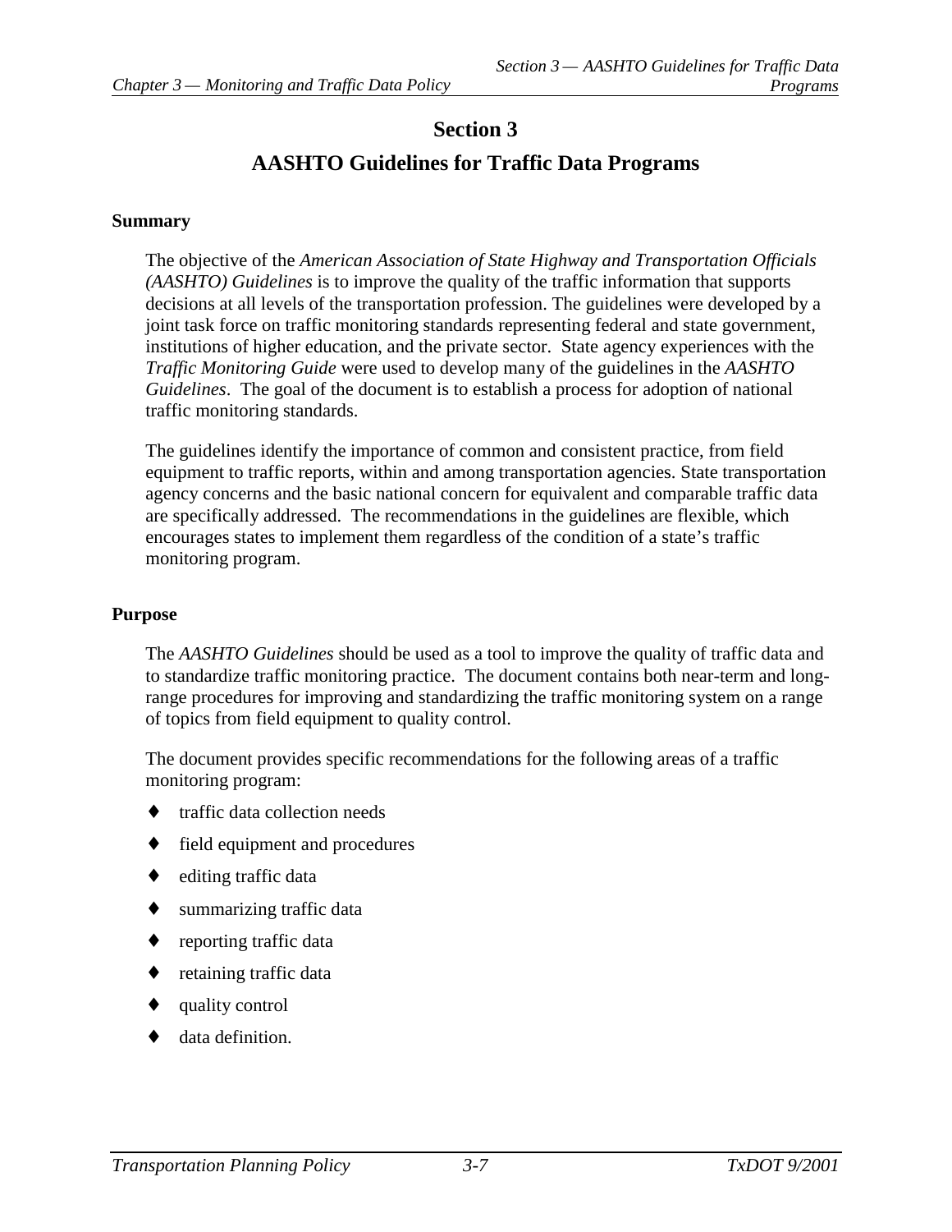# Section 3

# AASHTO Guidelines for Traffic Data Programs

**Summary**

The objective of the *American Association of State Highway and Transportation Officials (AASHTO) Guidelines* is to improve the quality of the traffic information that supports decisions at all levels of the transportation profession. The guidelines were developed by a joint task force on traffic monitoring standards representing federal and state government, institutions of higher education, and the private sector. State agency experiences with the *Traffic Monitoring Guide* were used to develop many of the guidelines in the *AASHTO Guidelines*. The goal of the document is to establish a process for adoption of national traffic monitoring standards.

The guidelines identify the importance of common and consistent practice, from field equipment to traffic reports, within and among transportation agencies. State transportation agency concerns and the basic national concern for equivalent and comparable traffic data are specifically addressed. The recommendations in the guidelines are flexible, which encourages states to implement them regardless of the condition of a state's traffic monitoring program.

**Purpose**

The *AASHTO Guidelines* should be used as a tool to improve the quality of traffic data and to standardize traffic monitoring practice. The document contains both near-term and long-range procedures for improving and standardizing the traffic monitoring system on a range of topics from field equipment to quality control.

The document provides specific recommendations for the following areas of a traffic monitoring program:

- traffic data collection needs
- field equipment and procedures
- editing traffic data
- summarizing traffic data
- reporting traffic data
- retaining traffic data
- quality control
- data definition.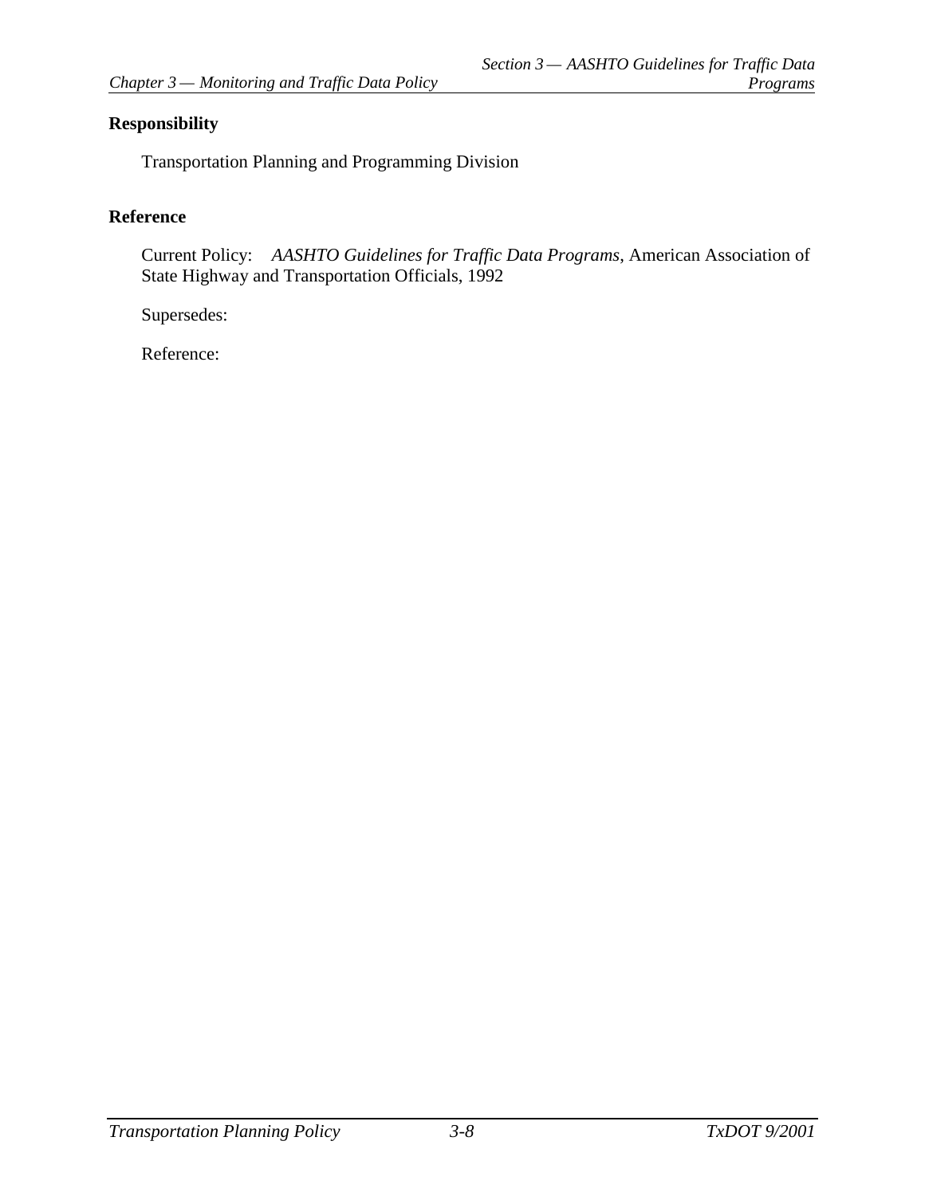**Responsibility**

Transportation Planning and Programming Division

**Reference**

Current Policy: *AASHTO Guidelines for Traffic Data Programs*, American Association of State Highway and Transportation Officials, 1992

Supersedes:

Reference: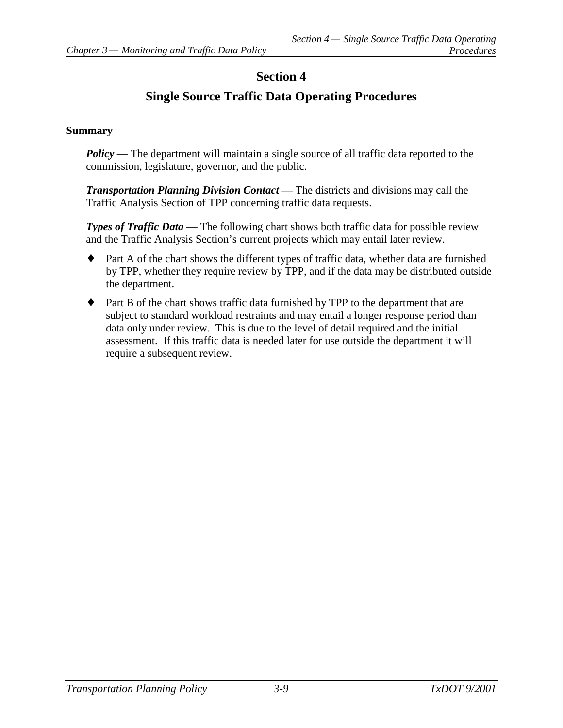# Section 4

# Single Source Traffic Data Operating Procedures

**Summary**

***Policy*** — The department will maintain a single source of all traffic data reported to the commission, legislature, governor, and the public.

***Transportation Planning Division Contact*** — The districts and divisions may call the Traffic Analysis Section of TPP concerning traffic data requests.

***Types of Traffic Data*** — The following chart shows both traffic data for possible review and the Traffic Analysis Section's current projects which may entail later review.

- Part A of the chart shows the different types of traffic data, whether data are furnished by TPP, whether they require review by TPP, and if the data may be distributed outside the department.
- Part B of the chart shows traffic data furnished by TPP to the department that are subject to standard workload restraints and may entail a longer response period than data only under review. This is due to the level of detail required and the initial assessment. If this traffic data is needed later for use outside the department it will require a subsequent review.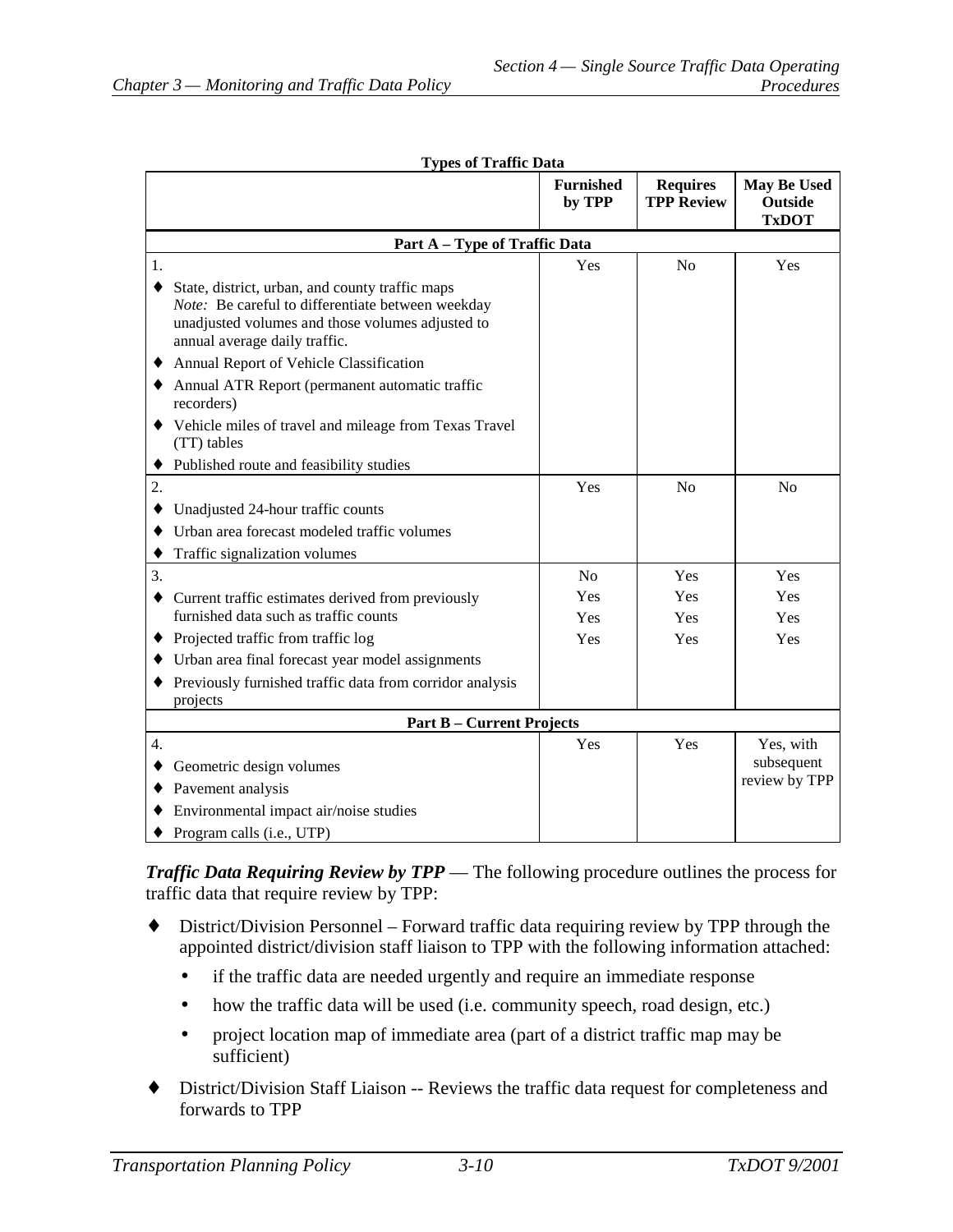**Types of Traffic Data**

| | Furnished by TPP | Requires TPP Review | May Be Used Outside TxDOT |
|---|---|---|---|
| **Part A – Type of Traffic Data** | | | |
| 1. | Yes | No | Yes |
| ♦ State, district, urban, and county traffic maps *Note:* Be careful to differentiate between weekday unadjusted volumes and those volumes adjusted to annual average daily traffic. | | | |
| ♦ Annual Report of Vehicle Classification | | | |
| ♦ Annual ATR Report (permanent automatic traffic recorders) | | | |
| ♦ Vehicle miles of travel and mileage from Texas Travel (TT) tables | | | |
| ♦ Published route and feasibility studies | | | |
| 2. | Yes | No | No |
| ♦ Unadjusted 24-hour traffic counts | | | |
| ♦ Urban area forecast modeled traffic volumes | | | |
| ♦ Traffic signalization volumes | | | |
| 3. | No | Yes | Yes |
| ♦ Current traffic estimates derived from previously furnished data such as traffic counts | Yes | Yes | Yes |
| ♦ Projected traffic from traffic log | Yes | Yes | Yes |
| ♦ Urban area final forecast year model assignments | Yes | Yes | Yes |
| ♦ Previously furnished traffic data from corridor analysis projects | | | |
| **Part B – Current Projects** | | | |
| 4. | Yes | Yes | Yes, with subsequent review by TPP |
| ♦ Geometric design volumes | | | |
| ♦ Pavement analysis | | | |
| ♦ Environmental impact air/noise studies | | | |
| ♦ Program calls (i.e., UTP) | | | |

***Traffic Data Requiring Review by TPP*** — The following procedure outlines the process for traffic data that require review by TPP:

- District/Division Personnel – Forward traffic data requiring review by TPP through the appointed district/division staff liaison to TPP with the following information attached:
  - if the traffic data are needed urgently and require an immediate response
  - how the traffic data will be used (i.e. community speech, road design, etc.)
  - project location map of immediate area (part of a district traffic map may be sufficient)
- District/Division Staff Liaison -- Reviews the traffic data request for completeness and forwards to TPP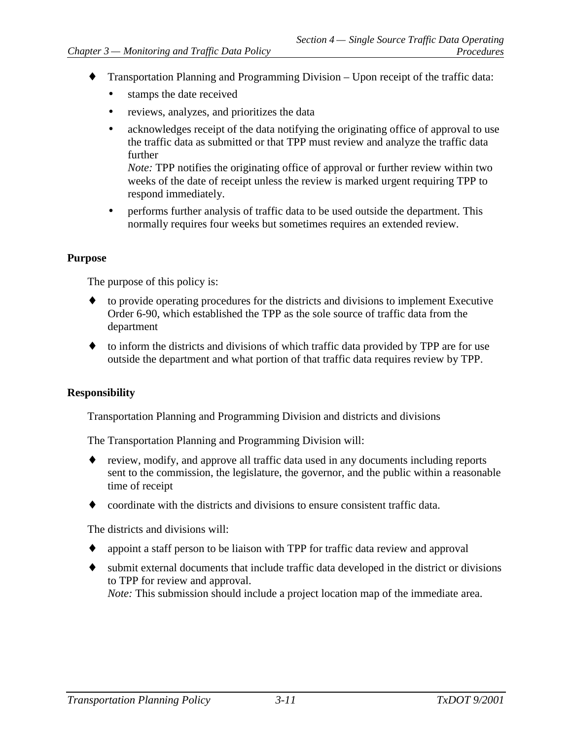- Transportation Planning and Programming Division – Upon receipt of the traffic data:
  - stamps the date received
  - reviews, analyzes, and prioritizes the data
  - acknowledges receipt of the data notifying the originating office of approval to use the traffic data as submitted or that TPP must review and analyze the traffic data further
    *Note:* TPP notifies the originating office of approval or further review within two weeks of the date of receipt unless the review is marked urgent requiring TPP to respond immediately.
  - performs further analysis of traffic data to be used outside the department. This normally requires four weeks but sometimes requires an extended review.

**Purpose**

The purpose of this policy is:

- to provide operating procedures for the districts and divisions to implement Executive Order 6-90, which established the TPP as the sole source of traffic data from the department
- to inform the districts and divisions of which traffic data provided by TPP are for use outside the department and what portion of that traffic data requires review by TPP.

**Responsibility**

Transportation Planning and Programming Division and districts and divisions

The Transportation Planning and Programming Division will:

- review, modify, and approve all traffic data used in any documents including reports sent to the commission, the legislature, the governor, and the public within a reasonable time of receipt
- coordinate with the districts and divisions to ensure consistent traffic data.

The districts and divisions will:

- appoint a staff person to be liaison with TPP for traffic data review and approval
- submit external documents that include traffic data developed in the district or divisions to TPP for review and approval.
  *Note:* This submission should include a project location map of the immediate area.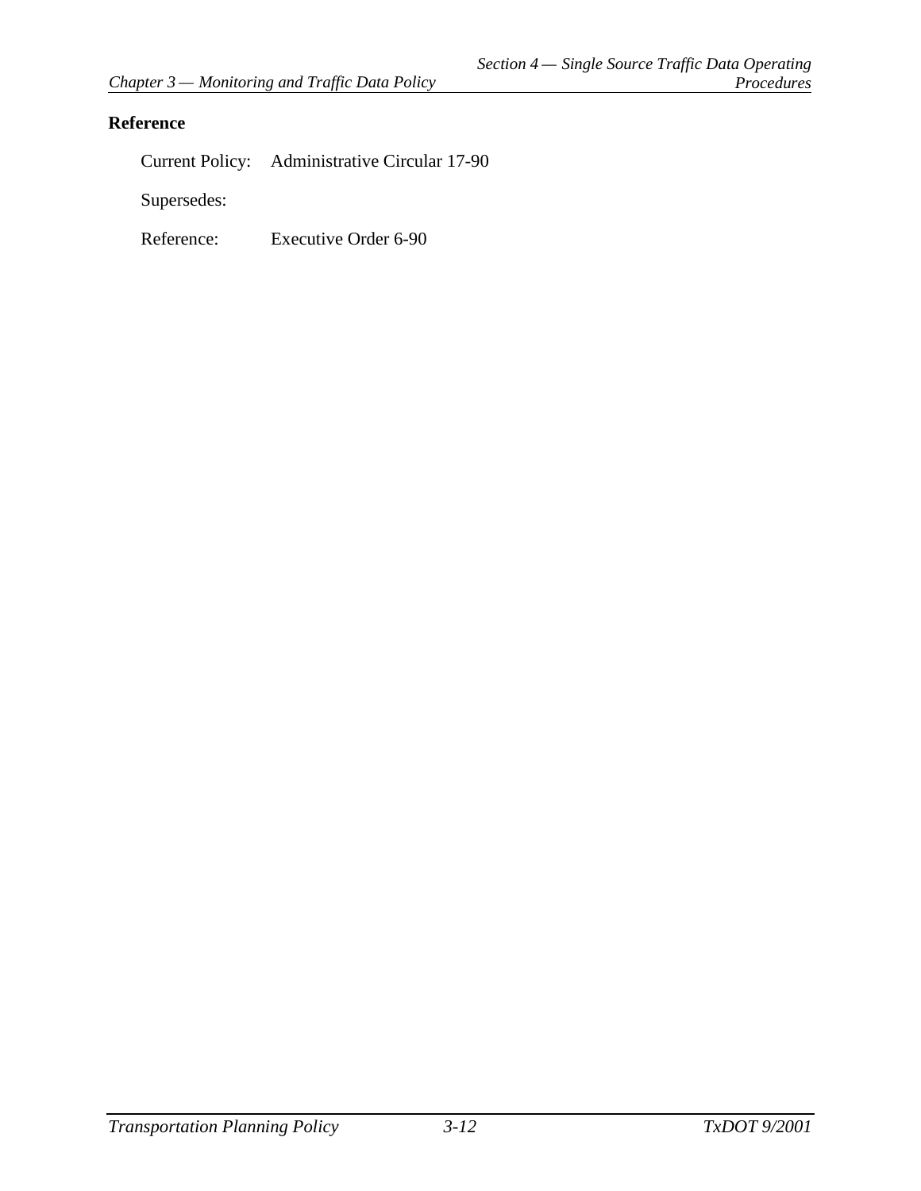**Reference**

Current Policy: Administrative Circular 17-90

Supersedes:

Reference: Executive Order 6-90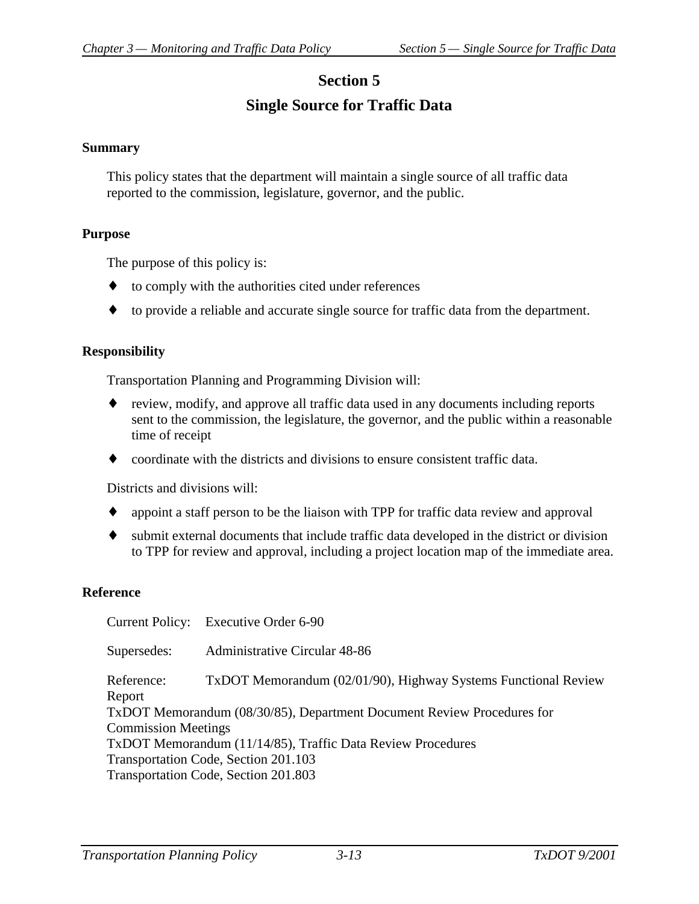# Section 5

# Single Source for Traffic Data

### Summary

This policy states that the department will maintain a single source of all traffic data reported to the commission, legislature, governor, and the public.

### Purpose

The purpose of this policy is:

- to comply with the authorities cited under references
- to provide a reliable and accurate single source for traffic data from the department.

### Responsibility

Transportation Planning and Programming Division will:

- review, modify, and approve all traffic data used in any documents including reports sent to the commission, the legislature, the governor, and the public within a reasonable time of receipt
- coordinate with the districts and divisions to ensure consistent traffic data.

Districts and divisions will:

- appoint a staff person to be the liaison with TPP for traffic data review and approval
- submit external documents that include traffic data developed in the district or division to TPP for review and approval, including a project location map of the immediate area.

### Reference

Current Policy: Executive Order 6-90

Supersedes: Administrative Circular 48-86

Reference: TxDOT Memorandum (02/01/90), Highway Systems Functional Review Report
TxDOT Memorandum (08/30/85), Department Document Review Procedures for Commission Meetings
TxDOT Memorandum (11/14/85), Traffic Data Review Procedures
Transportation Code, Section 201.103
Transportation Code, Section 201.803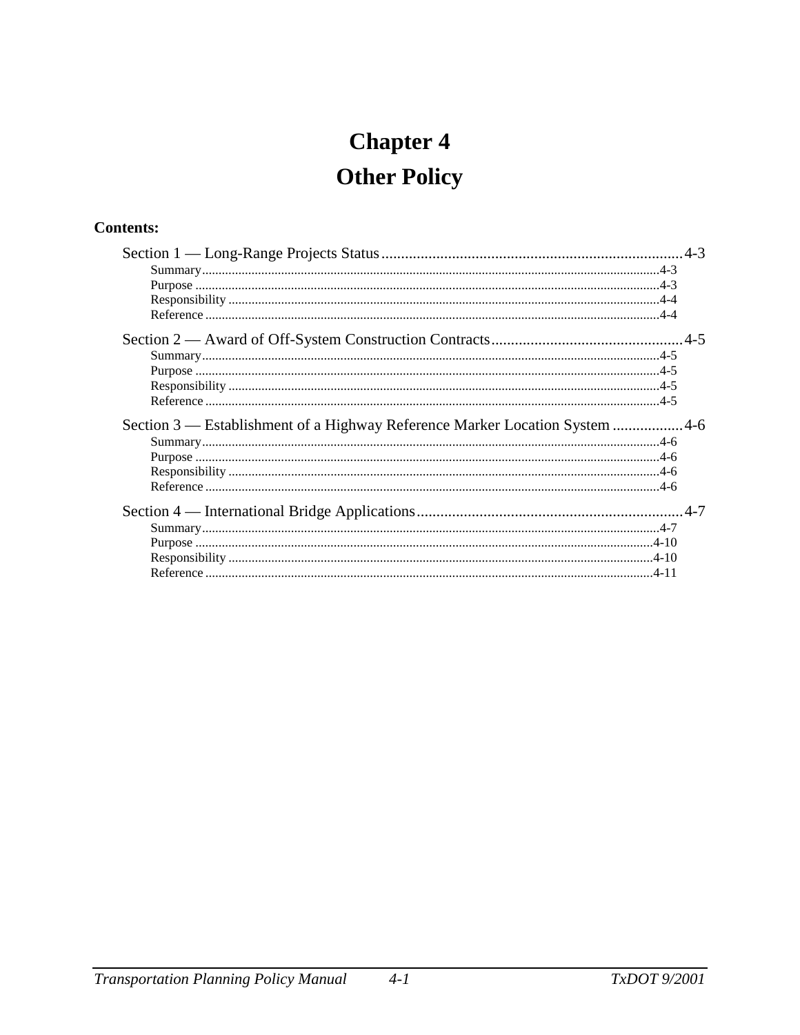# Chapter 4

# Other Policy

**Contents:**

Section 1 — Long-Range Projects Status ............................................ 4-3
- Summary ............................................ 4-3
- Purpose ............................................ 4-3
- Responsibility ............................................ 4-4
- Reference ............................................ 4-4

Section 2 — Award of Off-System Construction Contracts ............................................ 4-5
- Summary ............................................ 4-5
- Purpose ............................................ 4-5
- Responsibility ............................................ 4-5
- Reference ............................................ 4-5

Section 3 — Establishment of a Highway Reference Marker Location System ............................................ 4-6
- Summary ............................................ 4-6
- Purpose ............................................ 4-6
- Responsibility ............................................ 4-6
- Reference ............................................ 4-6

Section 4 — International Bridge Applications ............................................ 4-7
- Summary ............................................ 4-7
- Purpose ............................................ 4-10
- Responsibility ............................................ 4-10
- Reference ............................................ 4-11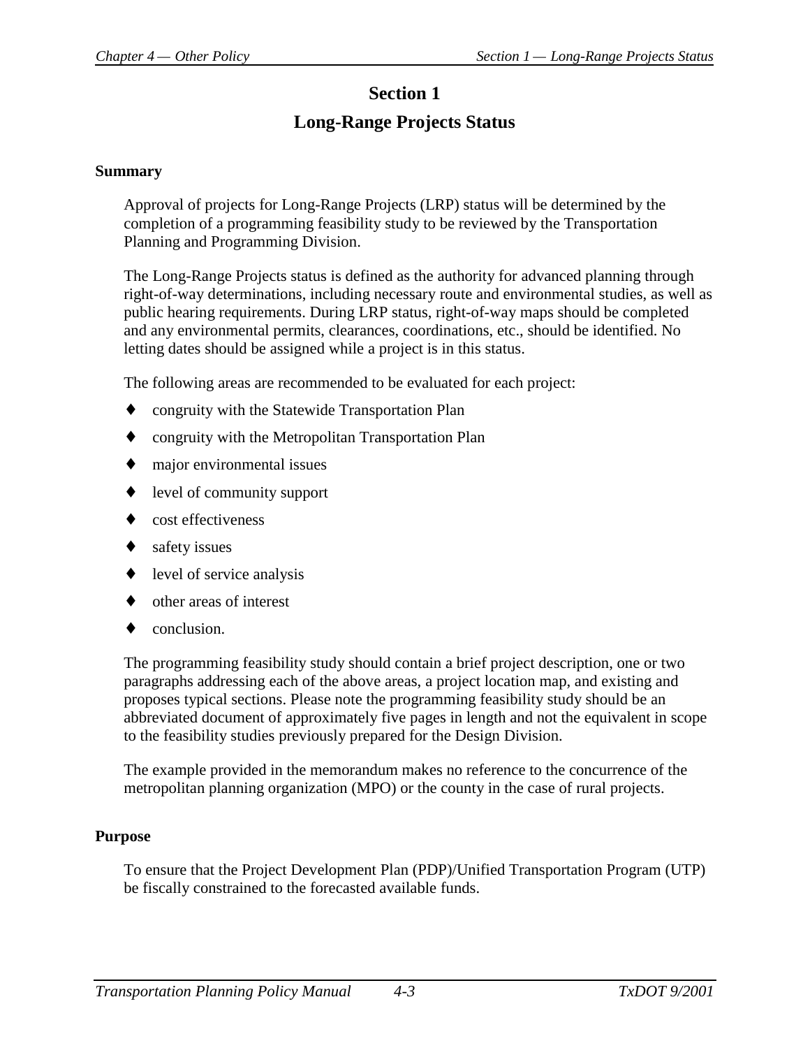# Section 1

# Long-Range Projects Status

### Summary

Approval of projects for Long-Range Projects (LRP) status will be determined by the completion of a programming feasibility study to be reviewed by the Transportation Planning and Programming Division.

The Long-Range Projects status is defined as the authority for advanced planning through right-of-way determinations, including necessary route and environmental studies, as well as public hearing requirements. During LRP status, right-of-way maps should be completed and any environmental permits, clearances, coordinations, etc., should be identified. No letting dates should be assigned while a project is in this status.

The following areas are recommended to be evaluated for each project:

- congruity with the Statewide Transportation Plan
- congruity with the Metropolitan Transportation Plan
- major environmental issues
- level of community support
- cost effectiveness
- safety issues
- level of service analysis
- other areas of interest
- conclusion.

The programming feasibility study should contain a brief project description, one or two paragraphs addressing each of the above areas, a project location map, and existing and proposes typical sections. Please note the programming feasibility study should be an abbreviated document of approximately five pages in length and not the equivalent in scope to the feasibility studies previously prepared for the Design Division.

The example provided in the memorandum makes no reference to the concurrence of the metropolitan planning organization (MPO) or the county in the case of rural projects.

### Purpose

To ensure that the Project Development Plan (PDP)/Unified Transportation Program (UTP) be fiscally constrained to the forecasted available funds.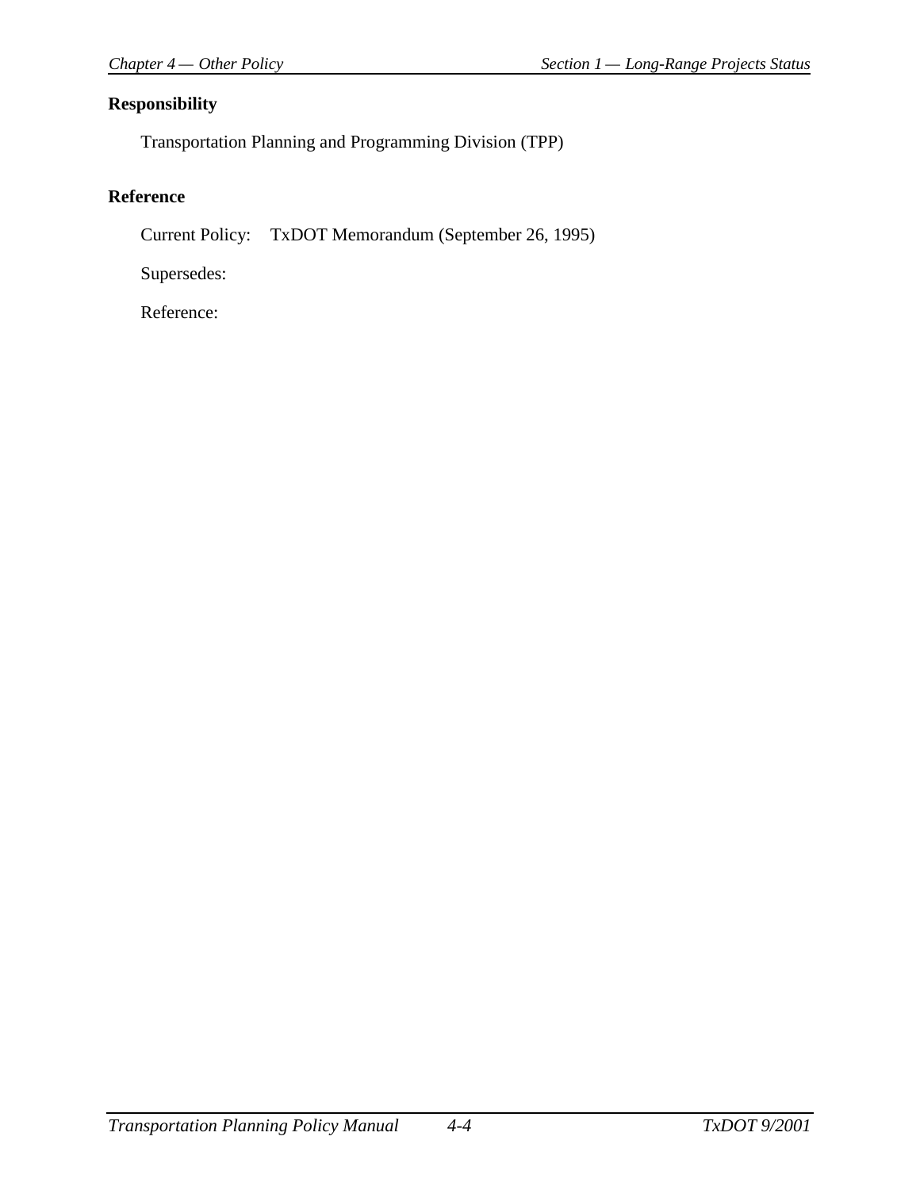**Responsibility**

Transportation Planning and Programming Division (TPP)

**Reference**

Current Policy: TxDOT Memorandum (September 26, 1995)

Supersedes:

Reference: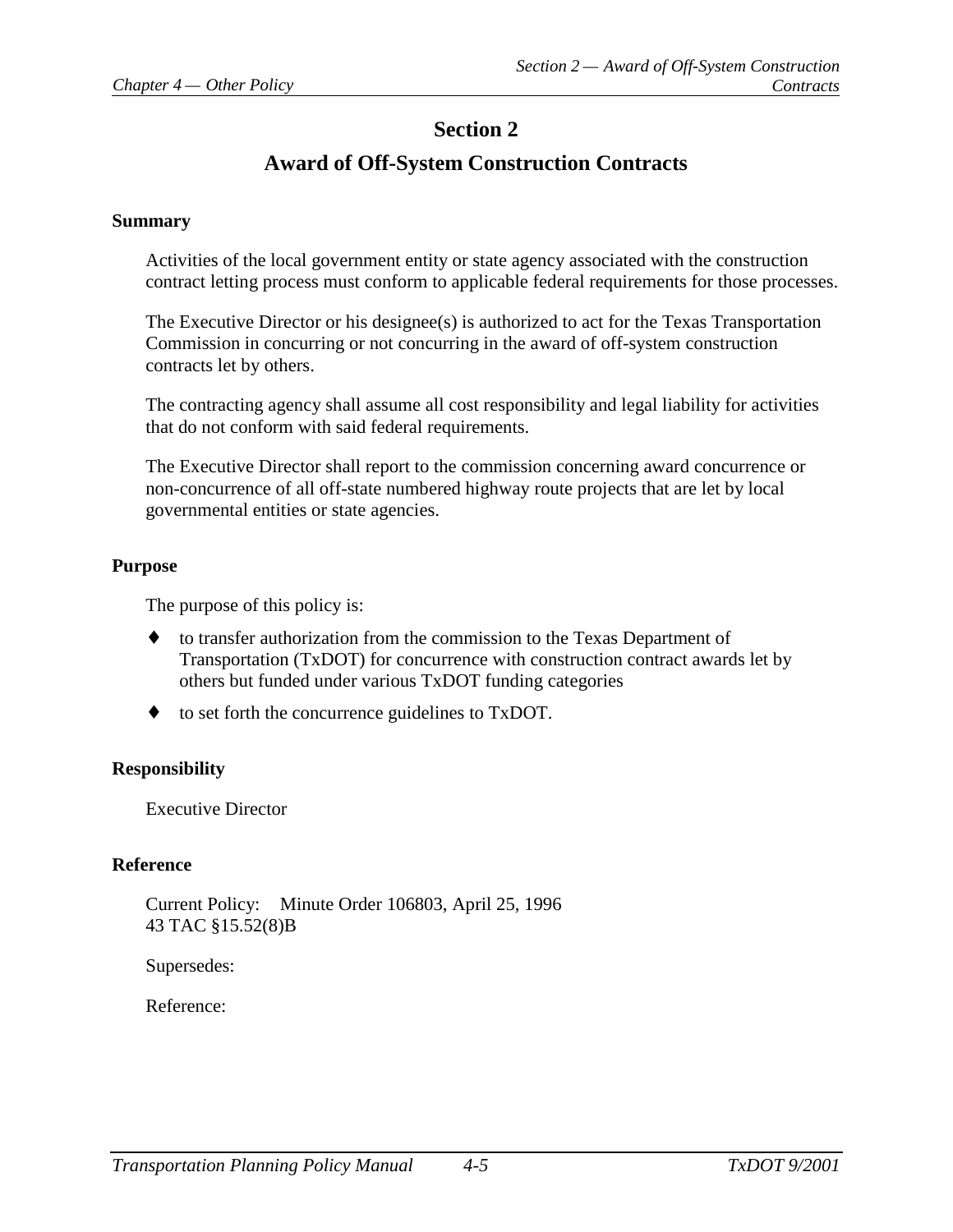# Section 2

## Award of Off-System Construction Contracts

### Summary

Activities of the local government entity or state agency associated with the construction contract letting process must conform to applicable federal requirements for those processes.

The Executive Director or his designee(s) is authorized to act for the Texas Transportation Commission in concurring or not concurring in the award of off-system construction contracts let by others.

The contracting agency shall assume all cost responsibility and legal liability for activities that do not conform with said federal requirements.

The Executive Director shall report to the commission concerning award concurrence or non-concurrence of all off-state numbered highway route projects that are let by local governmental entities or state agencies.

### Purpose

The purpose of this policy is:

- to transfer authorization from the commission to the Texas Department of Transportation (TxDOT) for concurrence with construction contract awards let by others but funded under various TxDOT funding categories
- to set forth the concurrence guidelines to TxDOT.

### Responsibility

Executive Director

### Reference

Current Policy: Minute Order 106803, April 25, 1996
43 TAC §15.52(8)B

Supersedes:

Reference: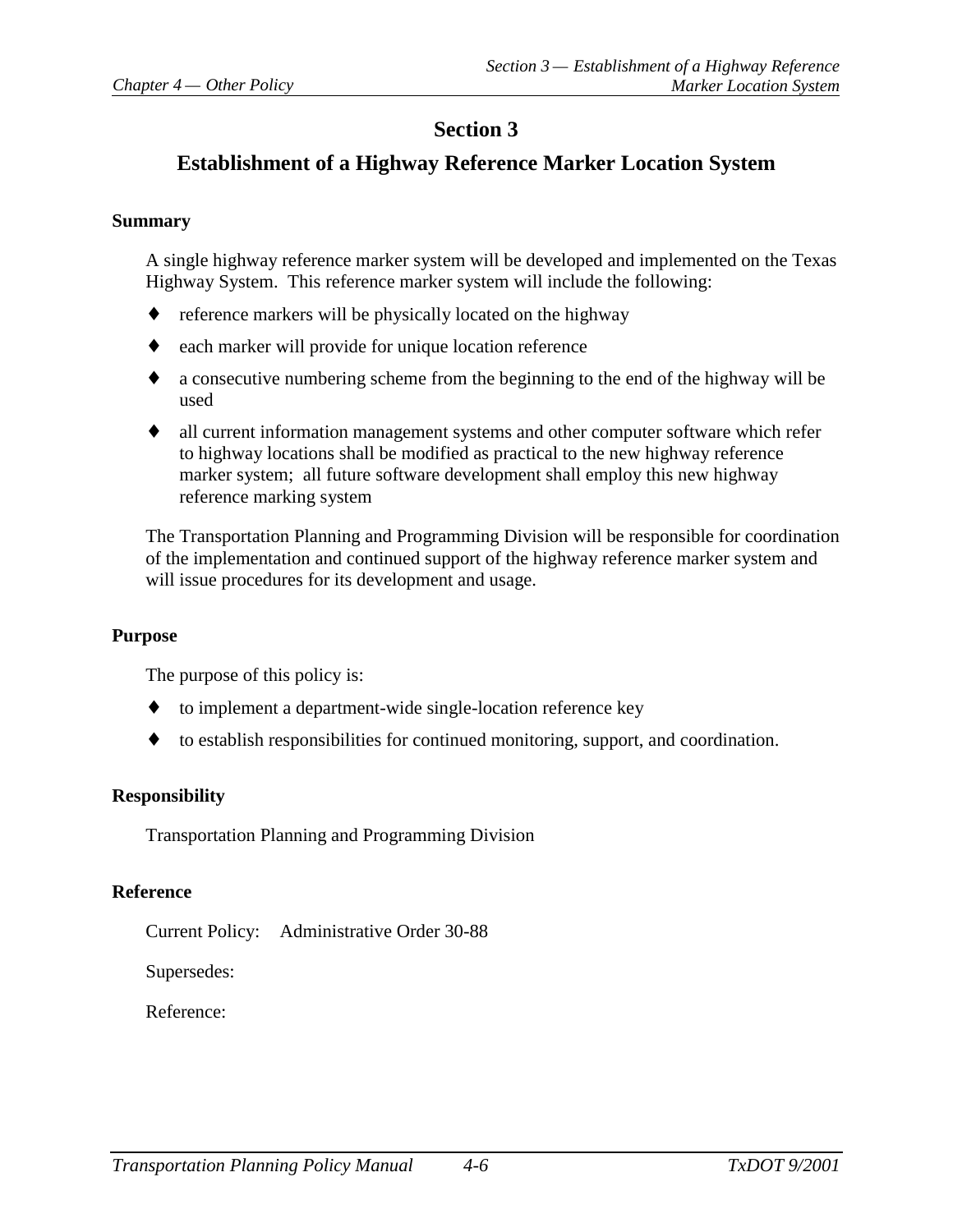# Section 3

## Establishment of a Highway Reference Marker Location System

### Summary

A single highway reference marker system will be developed and implemented on the Texas Highway System. This reference marker system will include the following:

- reference markers will be physically located on the highway
- each marker will provide for unique location reference
- a consecutive numbering scheme from the beginning to the end of the highway will be used
- all current information management systems and other computer software which refer to highway locations shall be modified as practical to the new highway reference marker system; all future software development shall employ this new highway reference marking system

The Transportation Planning and Programming Division will be responsible for coordination of the implementation and continued support of the highway reference marker system and will issue procedures for its development and usage.

### Purpose

The purpose of this policy is:

- to implement a department-wide single-location reference key
- to establish responsibilities for continued monitoring, support, and coordination.

### Responsibility

Transportation Planning and Programming Division

### Reference

Current Policy: Administrative Order 30-88

Supersedes:

Reference: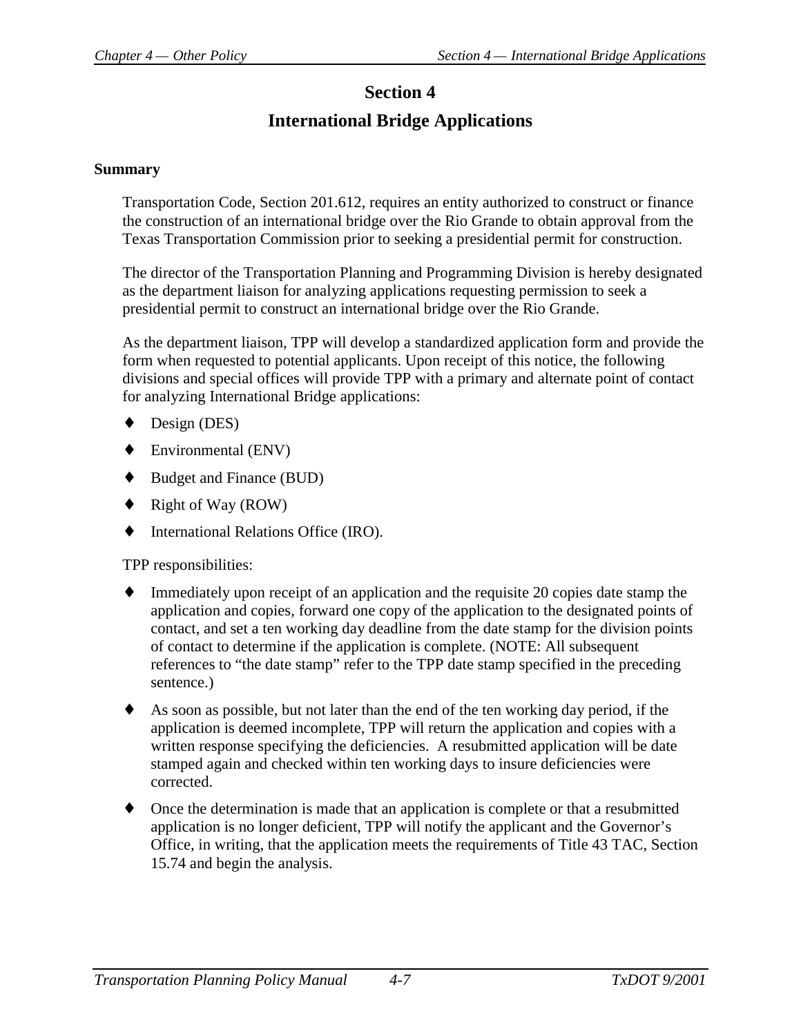# Section 4

# International Bridge Applications

### Summary

Transportation Code, Section 201.612, requires an entity authorized to construct or finance the construction of an international bridge over the Rio Grande to obtain approval from the Texas Transportation Commission prior to seeking a presidential permit for construction.

The director of the Transportation Planning and Programming Division is hereby designated as the department liaison for analyzing applications requesting permission to seek a presidential permit to construct an international bridge over the Rio Grande.

As the department liaison, TPP will develop a standardized application form and provide the form when requested to potential applicants. Upon receipt of this notice, the following divisions and special offices will provide TPP with a primary and alternate point of contact for analyzing International Bridge applications:

- Design (DES)
- Environmental (ENV)
- Budget and Finance (BUD)
- Right of Way (ROW)
- International Relations Office (IRO).

TPP responsibilities:

- Immediately upon receipt of an application and the requisite 20 copies date stamp the application and copies, forward one copy of the application to the designated points of contact, and set a ten working day deadline from the date stamp for the division points of contact to determine if the application is complete. (NOTE: All subsequent references to "the date stamp" refer to the TPP date stamp specified in the preceding sentence.)
- As soon as possible, but not later than the end of the ten working day period, if the application is deemed incomplete, TPP will return the application and copies with a written response specifying the deficiencies. A resubmitted application will be date stamped again and checked within ten working days to insure deficiencies were corrected.
- Once the determination is made that an application is complete or that a resubmitted application is no longer deficient, TPP will notify the applicant and the Governor's Office, in writing, that the application meets the requirements of Title 43 TAC, Section 15.74 and begin the analysis.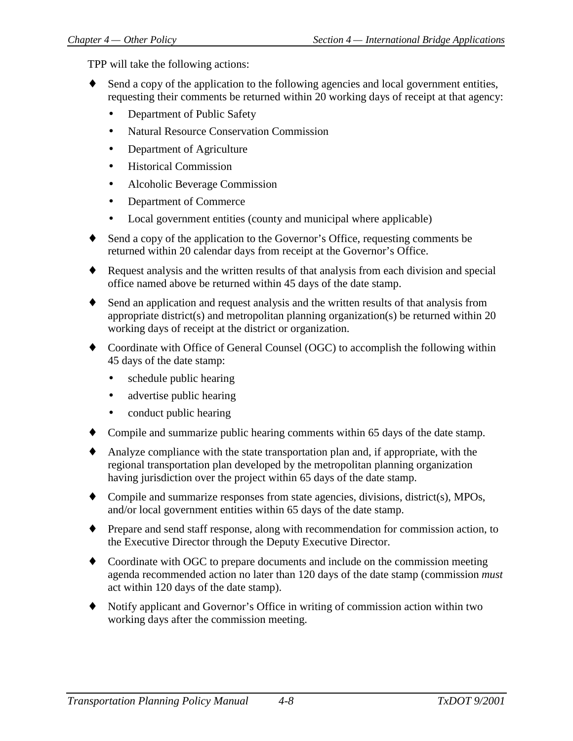TPP will take the following actions:

- Send a copy of the application to the following agencies and local government entities, requesting their comments be returned within 20 working days of receipt at that agency:
  - Department of Public Safety
  - Natural Resource Conservation Commission
  - Department of Agriculture
  - Historical Commission
  - Alcoholic Beverage Commission
  - Department of Commerce
  - Local government entities (county and municipal where applicable)
- Send a copy of the application to the Governor's Office, requesting comments be returned within 20 calendar days from receipt at the Governor's Office.
- Request analysis and the written results of that analysis from each division and special office named above be returned within 45 days of the date stamp.
- Send an application and request analysis and the written results of that analysis from appropriate district(s) and metropolitan planning organization(s) be returned within 20 working days of receipt at the district or organization.
- Coordinate with Office of General Counsel (OGC) to accomplish the following within 45 days of the date stamp:
  - schedule public hearing
  - advertise public hearing
  - conduct public hearing
- Compile and summarize public hearing comments within 65 days of the date stamp.
- Analyze compliance with the state transportation plan and, if appropriate, with the regional transportation plan developed by the metropolitan planning organization having jurisdiction over the project within 65 days of the date stamp.
- Compile and summarize responses from state agencies, divisions, district(s), MPOs, and/or local government entities within 65 days of the date stamp.
- Prepare and send staff response, along with recommendation for commission action, to the Executive Director through the Deputy Executive Director.
- Coordinate with OGC to prepare documents and include on the commission meeting agenda recommended action no later than 120 days of the date stamp (commission *must* act within 120 days of the date stamp).
- Notify applicant and Governor's Office in writing of commission action within two working days after the commission meeting.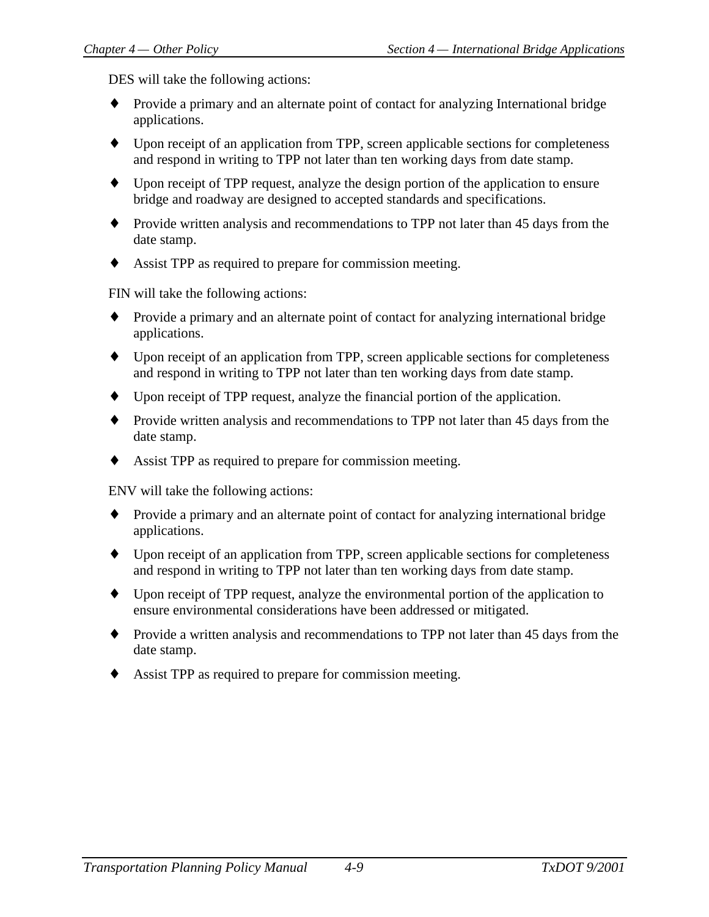DES will take the following actions:

- Provide a primary and an alternate point of contact for analyzing International bridge applications.
- Upon receipt of an application from TPP, screen applicable sections for completeness and respond in writing to TPP not later than ten working days from date stamp.
- Upon receipt of TPP request, analyze the design portion of the application to ensure bridge and roadway are designed to accepted standards and specifications.
- Provide written analysis and recommendations to TPP not later than 45 days from the date stamp.
- Assist TPP as required to prepare for commission meeting.

FIN will take the following actions:

- Provide a primary and an alternate point of contact for analyzing international bridge applications.
- Upon receipt of an application from TPP, screen applicable sections for completeness and respond in writing to TPP not later than ten working days from date stamp.
- Upon receipt of TPP request, analyze the financial portion of the application.
- Provide written analysis and recommendations to TPP not later than 45 days from the date stamp.
- Assist TPP as required to prepare for commission meeting.

ENV will take the following actions:

- Provide a primary and an alternate point of contact for analyzing international bridge applications.
- Upon receipt of an application from TPP, screen applicable sections for completeness and respond in writing to TPP not later than ten working days from date stamp.
- Upon receipt of TPP request, analyze the environmental portion of the application to ensure environmental considerations have been addressed or mitigated.
- Provide a written analysis and recommendations to TPP not later than 45 days from the date stamp.
- Assist TPP as required to prepare for commission meeting.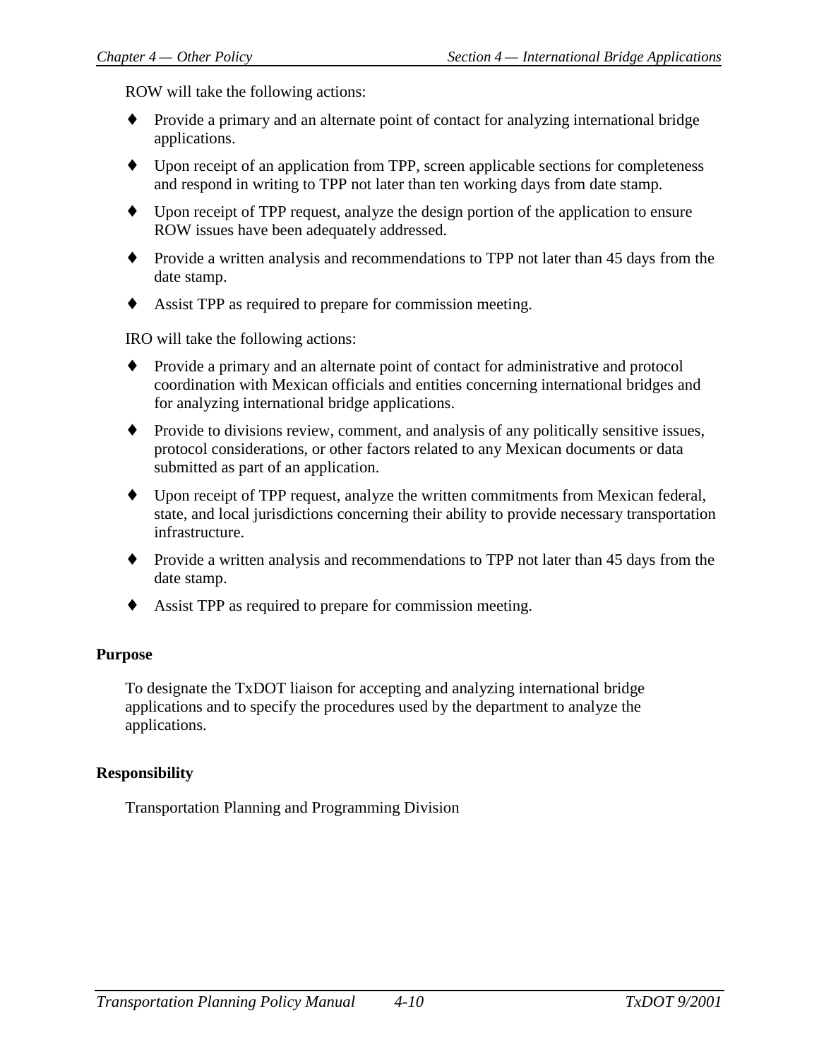ROW will take the following actions:

- Provide a primary and an alternate point of contact for analyzing international bridge applications.
- Upon receipt of an application from TPP, screen applicable sections for completeness and respond in writing to TPP not later than ten working days from date stamp.
- Upon receipt of TPP request, analyze the design portion of the application to ensure ROW issues have been adequately addressed.
- Provide a written analysis and recommendations to TPP not later than 45 days from the date stamp.
- Assist TPP as required to prepare for commission meeting.

IRO will take the following actions:

- Provide a primary and an alternate point of contact for administrative and protocol coordination with Mexican officials and entities concerning international bridges and for analyzing international bridge applications.
- Provide to divisions review, comment, and analysis of any politically sensitive issues, protocol considerations, or other factors related to any Mexican documents or data submitted as part of an application.
- Upon receipt of TPP request, analyze the written commitments from Mexican federal, state, and local jurisdictions concerning their ability to provide necessary transportation infrastructure.
- Provide a written analysis and recommendations to TPP not later than 45 days from the date stamp.
- Assist TPP as required to prepare for commission meeting.

**Purpose**

To designate the TxDOT liaison for accepting and analyzing international bridge applications and to specify the procedures used by the department to analyze the applications.

**Responsibility**

Transportation Planning and Programming Division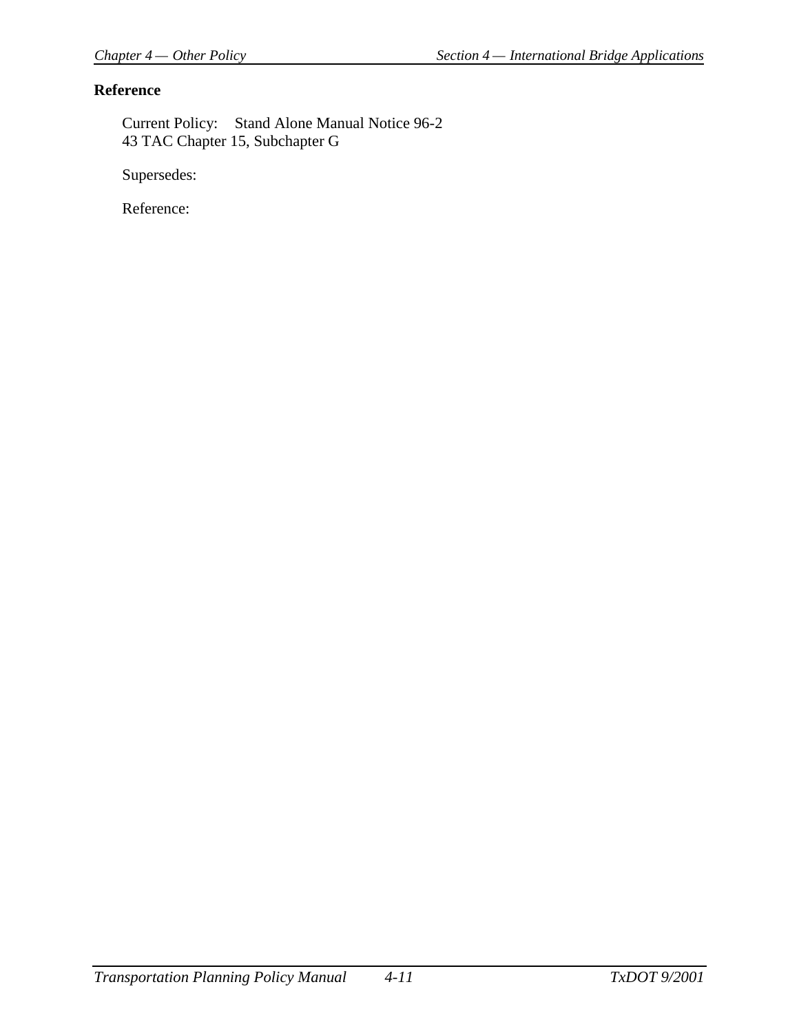## Reference

Current Policy: Stand Alone Manual Notice 96-2
43 TAC Chapter 15, Subchapter G

Supersedes:

Reference: